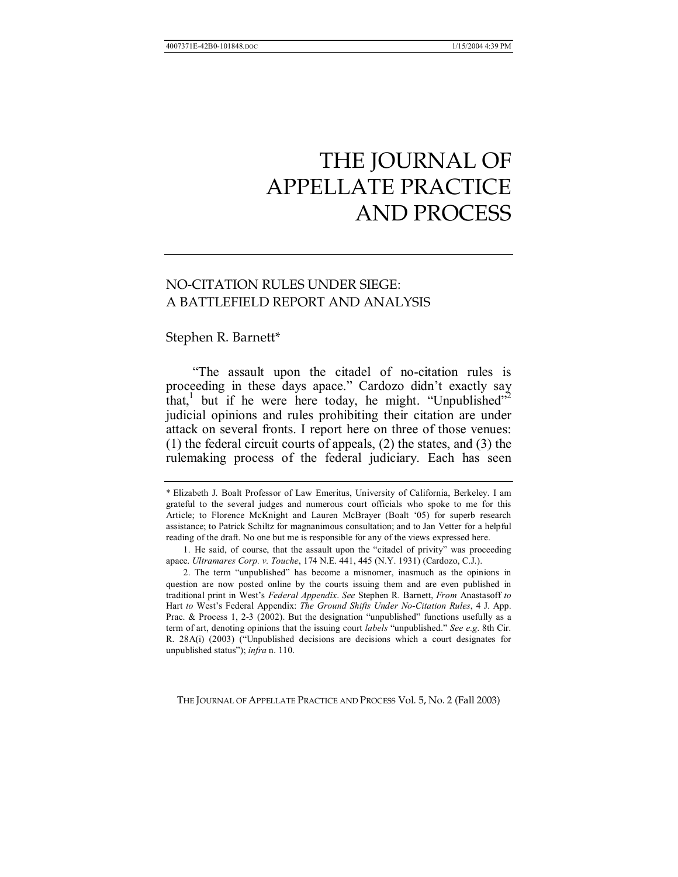# THE JOURNAL OF APPELLATE PRACTICE AND PROCESS

## NO-CITATION RULES UNDER SIEGE: A BATTLEFIELD REPORT AND ANALYSIS

Stephen R. Barnett*

"The assault upon the citadel of no-citation rules is proceeding in these days apace." Cardozo didn't exactly say that,[1] but if he were here today, he might. "Unpublished"[2] judicial opinions and rules prohibiting their citation are under attack on several fronts. I report here on three of those venues: (1) the federal circuit courts of appeals, (2) the states, and (3) the rulemaking process of the federal judiciary. Each has seen

---

\* Elizabeth J. Boalt Professor of Law Emeritus, University of California, Berkeley. I am grateful to the several judges and numerous court officials who spoke to me for this Article; to Florence McKnight and Lauren McBrayer (Boalt '05) for superb research assistance; to Patrick Schiltz for magnanimous consultation; and to Jan Vetter for a helpful reading of the draft. No one but me is responsible for any of the views expressed here.

1. He said, of course, that the assault upon the "citadel of privity" was proceeding apace. *Ultramares Corp. v. Touche*, 174 N.E. 441, 445 (N.Y. 1931) (Cardozo, C.J.).

2. The term "unpublished" has become a misnomer, inasmuch as the opinions in question are now posted online by the courts issuing them and are even published in traditional print in West's *Federal Appendix*. *See* Stephen R. Barnett, *From* Anastasoff *to* Hart *to* West's Federal Appendix: *The Ground Shifts Under No-Citation Rules*, 4 J. App. Prac. & Process 1, 2-3 (2002). But the designation "unpublished" functions usefully as a term of art, denoting opinions that the issuing court *labels* "unpublished." *See e.g.* 8th Cir. R. 28A(i) (2003) ("Unpublished decisions are decisions which a court designates for unpublished status"); *infra* n. 110.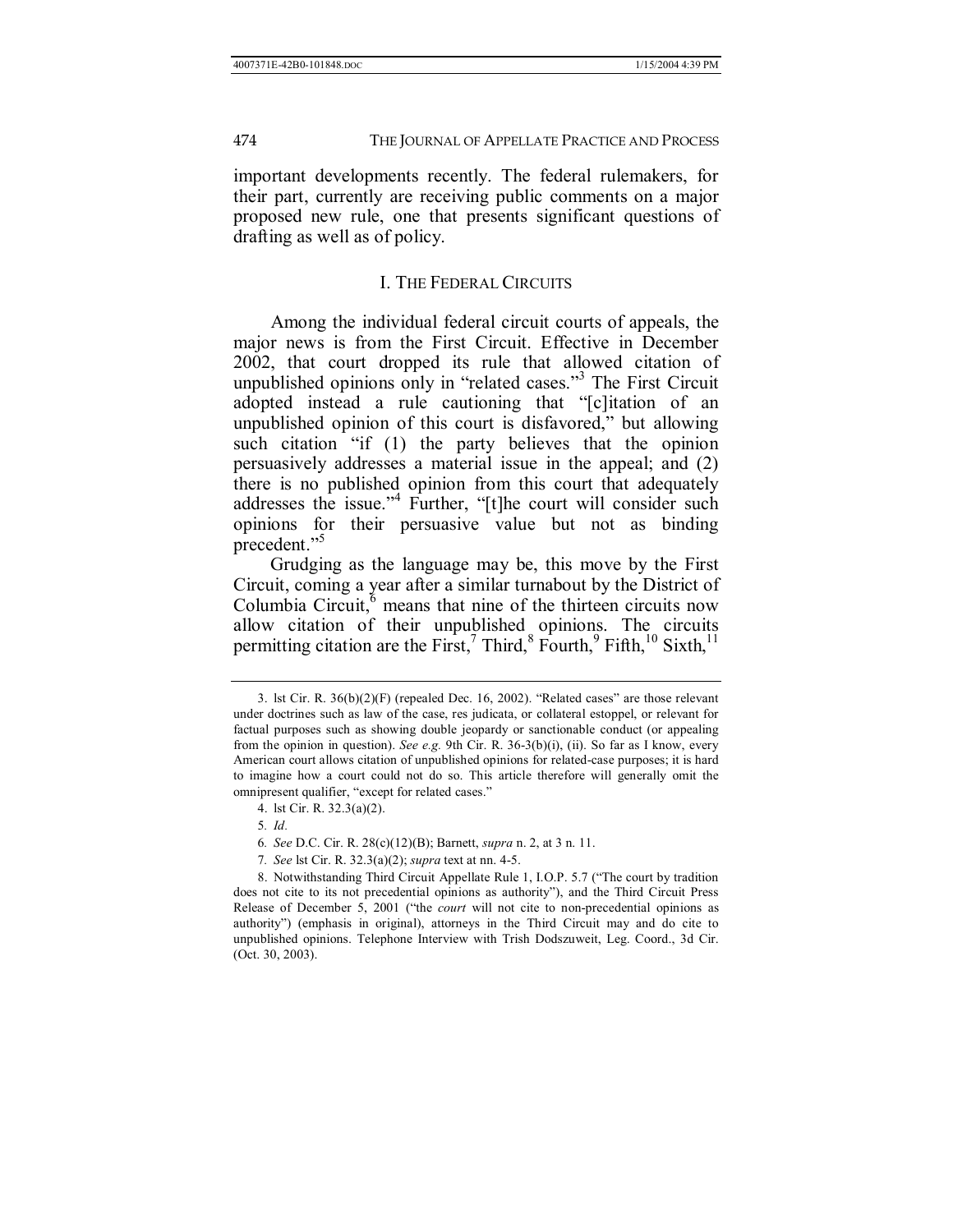important developments recently. The federal rulemakers, for their part, currently are receiving public comments on a major proposed new rule, one that presents significant questions of drafting as well as of policy.

## I. THE FEDERAL CIRCUITS

Among the individual federal circuit courts of appeals, the major news is from the First Circuit. Effective in December 2002, that court dropped its rule that allowed citation of unpublished opinions only in "related cases."[3] The First Circuit adopted instead a rule cautioning that "[c]itation of an unpublished opinion of this court is disfavored," but allowing such citation "if (1) the party believes that the opinion persuasively addresses a material issue in the appeal; and (2) there is no published opinion from this court that adequately addresses the issue."[4] Further, "[t]he court will consider such opinions for their persuasive value but not as binding precedent."[5]

Grudging as the language may be, this move by the First Circuit, coming a year after a similar turnabout by the District of Columbia Circuit,[6] means that nine of the thirteen circuits now allow citation of their unpublished opinions. The circuits permitting citation are the First,[7] Third,[8] Fourth,[9] Fifth,[10] Sixth,[11]

---

3. lst Cir. R. 36(b)(2)(F) (repealed Dec. 16, 2002). "Related cases" are those relevant under doctrines such as law of the case, res judicata, or collateral estoppel, or relevant for factual purposes such as showing double jeopardy or sanctionable conduct (or appealing from the opinion in question). *See e.g.* 9th Cir. R. 36-3(b)(i), (ii). So far as I know, every American court allows citation of unpublished opinions for related-case purposes; it is hard to imagine how a court could not do so. This article therefore will generally omit the omnipresent qualifier, "except for related cases."

4. lst Cir. R. 32.3(a)(2).

5. *Id.*

6. *See* D.C. Cir. R. 28(c)(12)(B); Barnett, *supra* n. 2, at 3 n. 11.

7. *See* lst Cir. R. 32.3(a)(2); *supra* text at nn. 4-5.

8. Notwithstanding Third Circuit Appellate Rule 1, I.O.P. 5.7 ("The court by tradition does not cite to its not precedential opinions as authority"), and the Third Circuit Press Release of December 5, 2001 ("the *court* will not cite to non-precedential opinions as authority") (emphasis in original), attorneys in the Third Circuit may and do cite to unpublished opinions. Telephone Interview with Trish Dodszuweit, Leg. Coord., 3d Cir. (Oct. 30, 2003).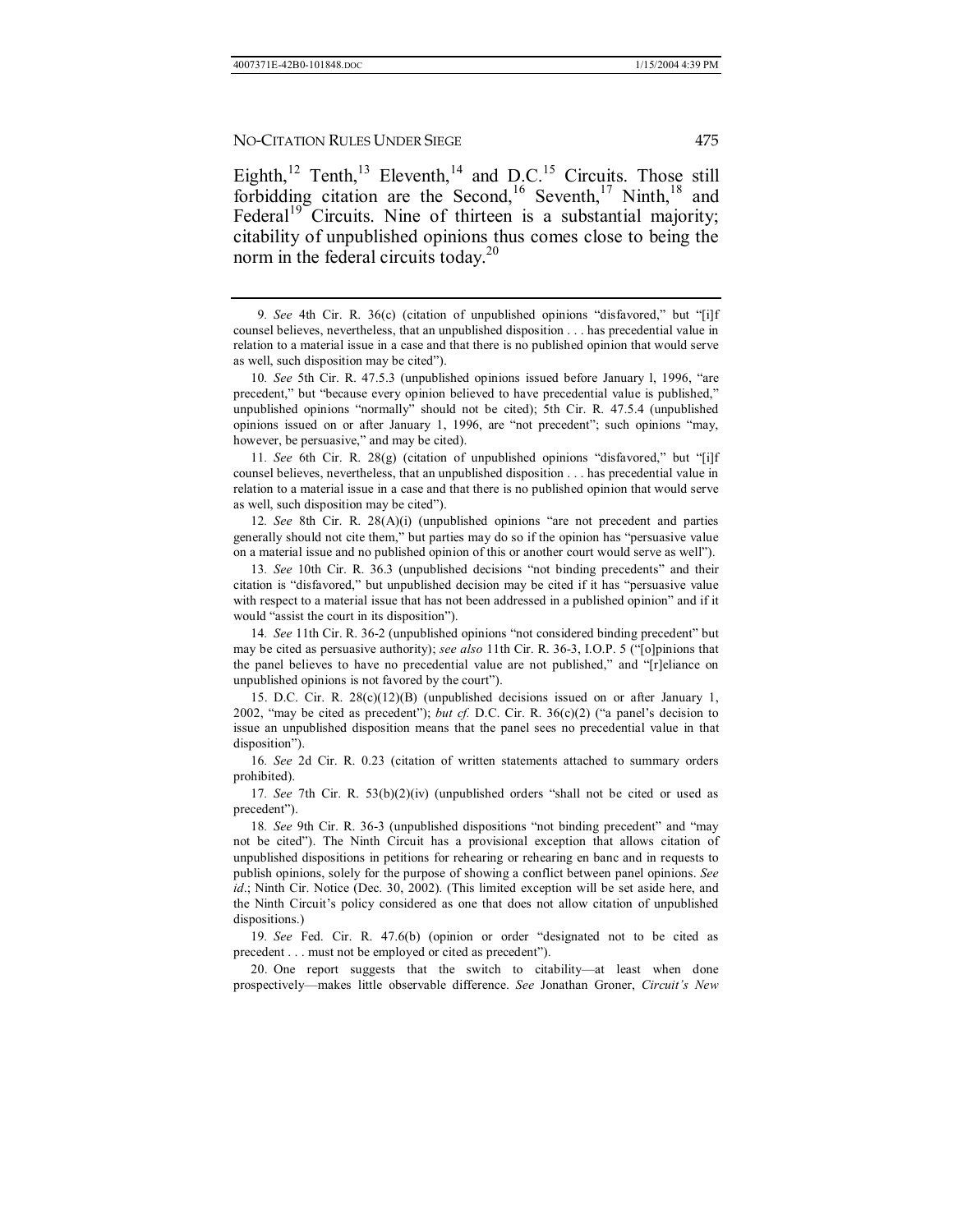Eighth,[12] Tenth,[13] Eleventh,[14] and D.C.[15] Circuits. Those still forbidding citation are the Second,[16] Seventh,[17] Ninth,[18] and Federal[19] Circuits. Nine of thirteen is a substantial majority; citability of unpublished opinions thus comes close to being the norm in the federal circuits today.[20]

---

9. *See* 4th Cir. R. 36(c) (citation of unpublished opinions "disfavored," but "[i]f counsel believes, nevertheless, that an unpublished disposition . . . has precedential value in relation to a material issue in a case and that there is no published opinion that would serve as well, such disposition may be cited").

10. *See* 5th Cir. R. 47.5.3 (unpublished opinions issued before January l, 1996, "are precedent," but "because every opinion believed to have precedential value is published," unpublished opinions "normally" should not be cited); 5th Cir. R. 47.5.4 (unpublished opinions issued on or after January 1, 1996, are "not precedent"; such opinions "may, however, be persuasive," and may be cited).

11. *See* 6th Cir. R. 28(g) (citation of unpublished opinions "disfavored," but "[i]f counsel believes, nevertheless, that an unpublished disposition . . . has precedential value in relation to a material issue in a case and that there is no published opinion that would serve as well, such disposition may be cited").

12. *See* 8th Cir. R. 28(A)(i) (unpublished opinions "are not precedent and parties generally should not cite them," but parties may do so if the opinion has "persuasive value on a material issue and no published opinion of this or another court would serve as well").

13. *See* 10th Cir. R. 36.3 (unpublished decisions "not binding precedents" and their citation is "disfavored," but unpublished decision may be cited if it has "persuasive value with respect to a material issue that has not been addressed in a published opinion" and if it would "assist the court in its disposition").

14. *See* 11th Cir. R. 36-2 (unpublished opinions "not considered binding precedent" but may be cited as persuasive authority); *see also* 11th Cir. R. 36-3, I.O.P. 5 ("[o]pinions that the panel believes to have no precedential value are not published," and "[r]eliance on unpublished opinions is not favored by the court").

15. D.C. Cir. R. 28(c)(12)(B) (unpublished decisions issued on or after January 1, 2002, "may be cited as precedent"); *but cf.* D.C. Cir. R. 36(c)(2) ("a panel's decision to issue an unpublished disposition means that the panel sees no precedential value in that disposition").

16. *See* 2d Cir. R. 0.23 (citation of written statements attached to summary orders prohibited).

17. *See* 7th Cir. R. 53(b)(2)(iv) (unpublished orders "shall not be cited or used as precedent").

18. *See* 9th Cir. R. 36-3 (unpublished dispositions "not binding precedent" and "may not be cited"). The Ninth Circuit has a provisional exception that allows citation of unpublished dispositions in petitions for rehearing or rehearing en banc and in requests to publish opinions, solely for the purpose of showing a conflict between panel opinions. *See id*.; Ninth Cir. Notice (Dec. 30, 2002). (This limited exception will be set aside here, and the Ninth Circuit's policy considered as one that does not allow citation of unpublished dispositions.)

19. *See* Fed. Cir. R. 47.6(b) (opinion or order "designated not to be cited as precedent . . . must not be employed or cited as precedent").

20. One report suggests that the switch to citability—at least when done prospectively—makes little observable difference. *See* Jonathan Groner, *Circuit's New*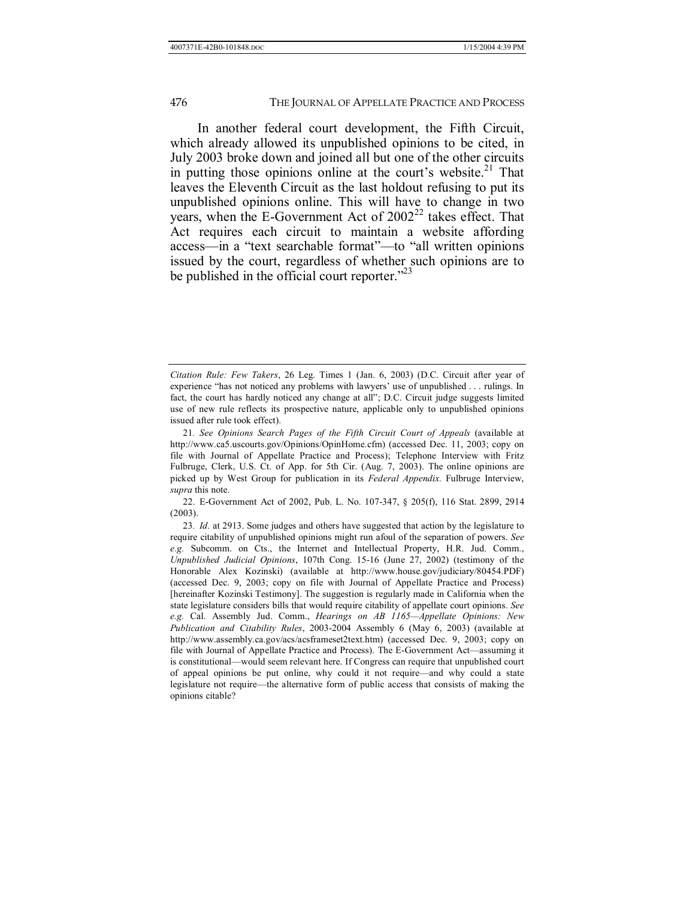In another federal court development, the Fifth Circuit, which already allowed its unpublished opinions to be cited, in July 2003 broke down and joined all but one of the other circuits in putting those opinions online at the court's website.[21] That leaves the Eleventh Circuit as the last holdout refusing to put its unpublished opinions online. This will have to change in two years, when the E-Government Act of 2002[22] takes effect. That Act requires each circuit to maintain a website affording access—in a "text searchable format"—to "all written opinions issued by the court, regardless of whether such opinions are to be published in the official court reporter."[23]

---

*Citation Rule: Few Takers*, 26 Leg. Times 1 (Jan. 6, 2003) (D.C. Circuit after year of experience "has not noticed any problems with lawyers' use of unpublished . . . rulings. In fact, the court has hardly noticed any change at all"; D.C. Circuit judge suggests limited use of new rule reflects its prospective nature, applicable only to unpublished opinions issued after rule took effect).

21. *See Opinions Search Pages of the Fifth Circuit Court of Appeals* (available at http://www.ca5.uscourts.gov/Opinions/OpinHome.cfm) (accessed Dec. 11, 2003; copy on file with Journal of Appellate Practice and Process); Telephone Interview with Fritz Fulbruge, Clerk, U.S. Ct. of App. for 5th Cir. (Aug. 7, 2003). The online opinions are picked up by West Group for publication in its *Federal Appendix.* Fulbruge Interview, *supra* this note.

22. E-Government Act of 2002, Pub. L. No. 107-347, § 205(f), 116 Stat. 2899, 2914 (2003).

23. *Id.* at 2913. Some judges and others have suggested that action by the legislature to require citability of unpublished opinions might run afoul of the separation of powers. *See e.g.* Subcomm. on Cts., the Internet and Intellectual Property, H.R. Jud. Comm., *Unpublished Judicial Opinions*, 107th Cong. 15-16 (June 27, 2002) (testimony of the Honorable Alex Kozinski) (available at http://www.house.gov/judiciary/80454.PDF) (accessed Dec. 9, 2003; copy on file with Journal of Appellate Practice and Process) [hereinafter Kozinski Testimony]. The suggestion is regularly made in California when the state legislature considers bills that would require citability of appellate court opinions. *See e.g.* Cal. Assembly Jud. Comm., *Hearings on AB 1165—Appellate Opinions: New Publication and Citability Rules*, 2003-2004 Assembly 6 (May 6, 2003) (available at http://www.assembly.ca.gov/acs/acsframeset2text.htm) (accessed Dec. 9, 2003; copy on file with Journal of Appellate Practice and Process). The E-Government Act—assuming it is constitutional—would seem relevant here. If Congress can require that unpublished court of appeal opinions be put online, why could it not require—and why could a state legislature not require—the alternative form of public access that consists of making the opinions citable?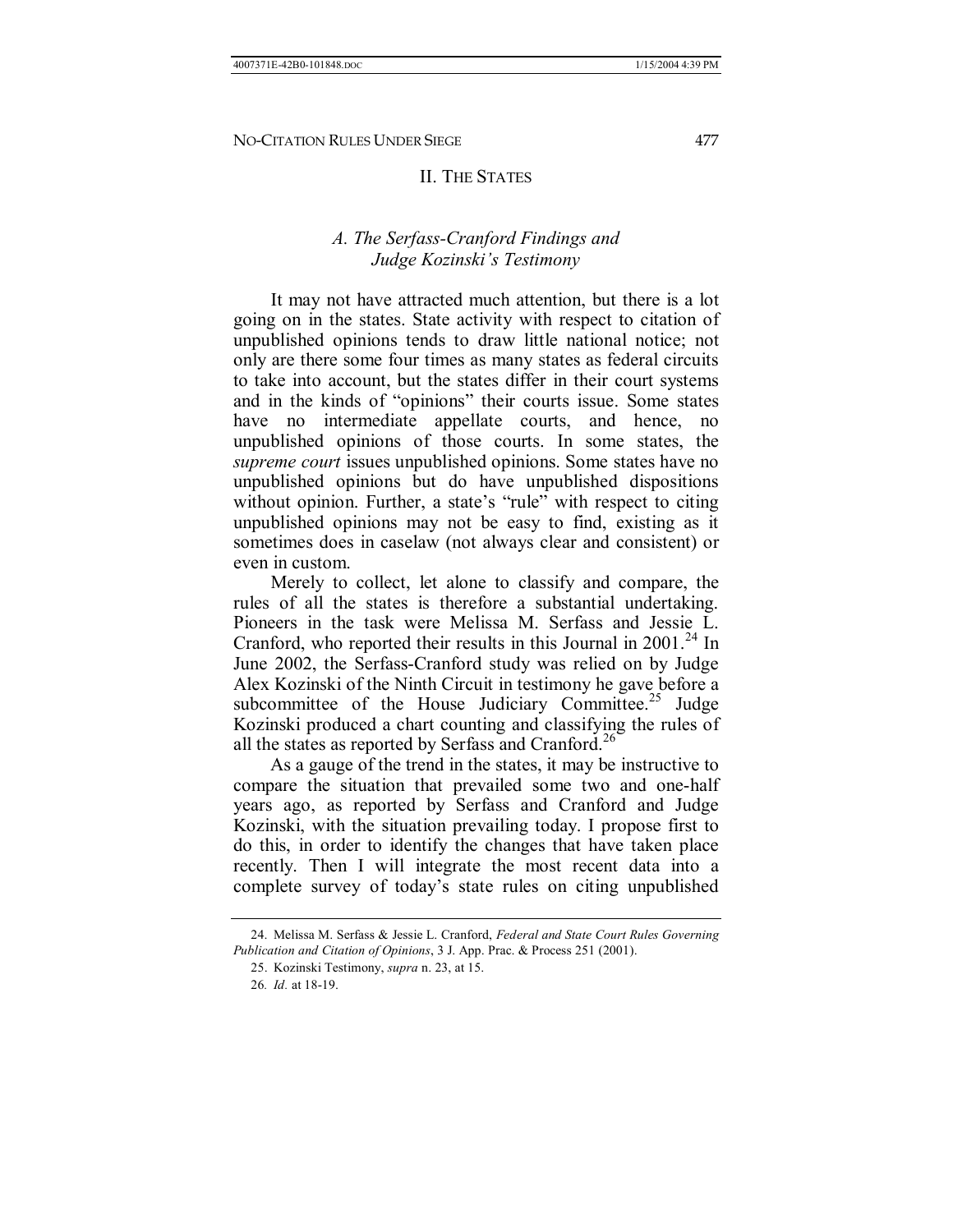## II. The States

### *A. The Serfass-Cranford Findings and Judge Kozinski's Testimony*

It may not have attracted much attention, but there is a lot going on in the states. State activity with respect to citation of unpublished opinions tends to draw little national notice; not only are there some four times as many states as federal circuits to take into account, but the states differ in their court systems and in the kinds of "opinions" their courts issue. Some states have no intermediate appellate courts, and hence, no unpublished opinions of those courts. In some states, the *supreme court* issues unpublished opinions. Some states have no unpublished opinions but do have unpublished dispositions without opinion. Further, a state's "rule" with respect to citing unpublished opinions may not be easy to find, existing as it sometimes does in caselaw (not always clear and consistent) or even in custom.

Merely to collect, let alone to classify and compare, the rules of all the states is therefore a substantial undertaking. Pioneers in the task were Melissa M. Serfass and Jessie L. Cranford, who reported their results in this Journal in 2001.[24] In June 2002, the Serfass-Cranford study was relied on by Judge Alex Kozinski of the Ninth Circuit in testimony he gave before a subcommittee of the House Judiciary Committee.[25] Judge Kozinski produced a chart counting and classifying the rules of all the states as reported by Serfass and Cranford.[26]

As a gauge of the trend in the states, it may be instructive to compare the situation that prevailed some two and one-half years ago, as reported by Serfass and Cranford and Judge Kozinski, with the situation prevailing today. I propose first to do this, in order to identify the changes that have taken place recently. Then I will integrate the most recent data into a complete survey of today's state rules on citing unpublished

---

24. Melissa M. Serfass & Jessie L. Cranford, *Federal and State Court Rules Governing Publication and Citation of Opinions*, 3 J. App. Prac. & Process 251 (2001).

25. Kozinski Testimony, *supra* n. 23, at 15.

26. *Id.* at 18-19.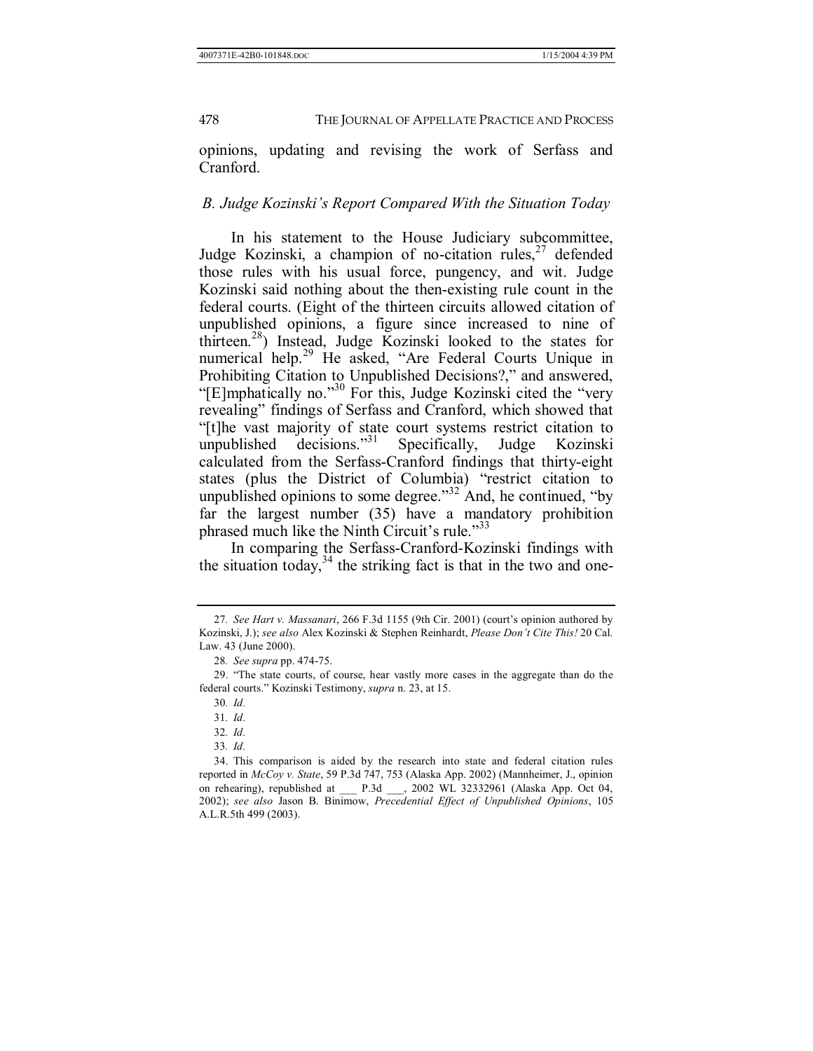opinions, updating and revising the work of Serfass and Cranford.

### *B. Judge Kozinski's Report Compared With the Situation Today*

In his statement to the House Judiciary subcommittee, Judge Kozinski, a champion of no-citation rules,[27] defended those rules with his usual force, pungency, and wit. Judge Kozinski said nothing about the then-existing rule count in the federal courts. (Eight of the thirteen circuits allowed citation of unpublished opinions, a figure since increased to nine of thirteen.[28]) Instead, Judge Kozinski looked to the states for numerical help.[29] He asked, "Are Federal Courts Unique in Prohibiting Citation to Unpublished Decisions?," and answered, "[E]mphatically no."[30] For this, Judge Kozinski cited the "very revealing" findings of Serfass and Cranford, which showed that "[t]he vast majority of state court systems restrict citation to unpublished decisions."[31] Specifically, Judge Kozinski calculated from the Serfass-Cranford findings that thirty-eight states (plus the District of Columbia) "restrict citation to unpublished opinions to some degree."[32] And, he continued, "by far the largest number (35) have a mandatory prohibition phrased much like the Ninth Circuit's rule."[33]

In comparing the Serfass-Cranford-Kozinski findings with the situation today,[34] the striking fact is that in the two and one-

---

27. *See Hart v. Massanari*, 266 F.3d 1155 (9th Cir. 2001) (court's opinion authored by Kozinski, J.); *see also* Alex Kozinski & Stephen Reinhardt, *Please Don't Cite This!* 20 Cal. Law. 43 (June 2000).

28. *See supra* pp. 474-75.

29. "The state courts, of course, hear vastly more cases in the aggregate than do the federal courts." Kozinski Testimony, *supra* n. 23, at 15.

30. *Id.*

31. *Id.*

32. *Id.*

33. *Id.*

34. This comparison is aided by the research into state and federal citation rules reported in *McCoy v. State*, 59 P.3d 747, 753 (Alaska App. 2002) (Mannheimer, J., opinion on rehearing), republished at ___ P.3d ___, 2002 WL 32332961 (Alaska App. Oct 04, 2002); *see also* Jason B. Binimow, *Precedential Effect of Unpublished Opinions*, 105 A.L.R.5th 499 (2003).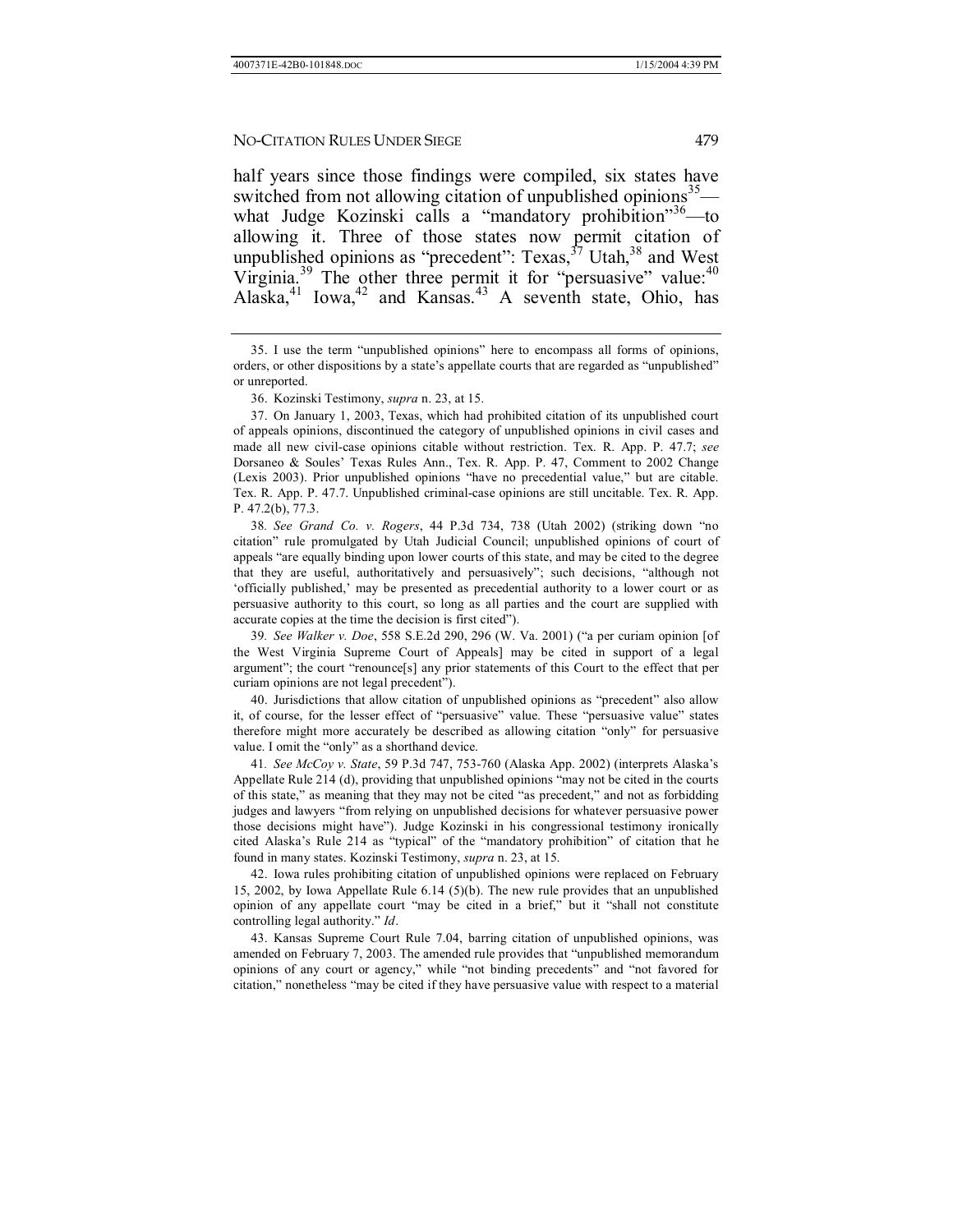half years since those findings were compiled, six states have switched from not allowing citation of unpublished opinions[35]—what Judge Kozinski calls a "mandatory prohibition"[36]—to allowing it. Three of those states now permit citation of unpublished opinions as "precedent": Texas,[37] Utah,[38] and West Virginia.[39] The other three permit it for "persuasive" value:[40] Alaska,[41] Iowa,[42] and Kansas.[43] A seventh state, Ohio, has

---

35. I use the term "unpublished opinions" here to encompass all forms of opinions, orders, or other dispositions by a state's appellate courts that are regarded as "unpublished" or unreported.

36. Kozinski Testimony, *supra* n. 23, at 15.

37. On January 1, 2003, Texas, which had prohibited citation of its unpublished court of appeals opinions, discontinued the category of unpublished opinions in civil cases and made all new civil-case opinions citable without restriction. Tex. R. App. P. 47.7; *see* Dorsaneo & Soules' Texas Rules Ann., Tex. R. App. P. 47, Comment to 2002 Change (Lexis 2003). Prior unpublished opinions "have no precedential value," but are citable. Tex. R. App. P. 47.7. Unpublished criminal-case opinions are still uncitable. Tex. R. App. P. 47.2(b), 77.3.

38. *See Grand Co. v. Rogers*, 44 P.3d 734, 738 (Utah 2002) (striking down "no citation" rule promulgated by Utah Judicial Council; unpublished opinions of court of appeals "are equally binding upon lower courts of this state, and may be cited to the degree that they are useful, authoritatively and persuasively"; such decisions, "although not 'officially published,' may be presented as precedential authority to a lower court or as persuasive authority to this court, so long as all parties and the court are supplied with accurate copies at the time the decision is first cited").

39. *See Walker v. Doe*, 558 S.E.2d 290, 296 (W. Va. 2001) ("a per curiam opinion [of the West Virginia Supreme Court of Appeals] may be cited in support of a legal argument"; the court "renounce[s] any prior statements of this Court to the effect that per curiam opinions are not legal precedent").

40. Jurisdictions that allow citation of unpublished opinions as "precedent" also allow it, of course, for the lesser effect of "persuasive" value. These "persuasive value" states therefore might more accurately be described as allowing citation "only" for persuasive value. I omit the "only" as a shorthand device.

41. *See McCoy v. State*, 59 P.3d 747, 753-760 (Alaska App. 2002) (interprets Alaska's Appellate Rule 214 (d), providing that unpublished opinions "may not be cited in the courts of this state," as meaning that they may not be cited "as precedent," and not as forbidding judges and lawyers "from relying on unpublished decisions for whatever persuasive power those decisions might have"). Judge Kozinski in his congressional testimony ironically cited Alaska's Rule 214 as "typical" of the "mandatory prohibition" of citation that he found in many states. Kozinski Testimony, *supra* n. 23, at 15.

42. Iowa rules prohibiting citation of unpublished opinions were replaced on February 15, 2002, by Iowa Appellate Rule 6.14 (5)(b). The new rule provides that an unpublished opinion of any appellate court "may be cited in a brief," but it "shall not constitute controlling legal authority." *Id*.

43. Kansas Supreme Court Rule 7.04, barring citation of unpublished opinions, was amended on February 7, 2003. The amended rule provides that "unpublished memorandum opinions of any court or agency," while "not binding precedents" and "not favored for citation," nonetheless "may be cited if they have persuasive value with respect to a material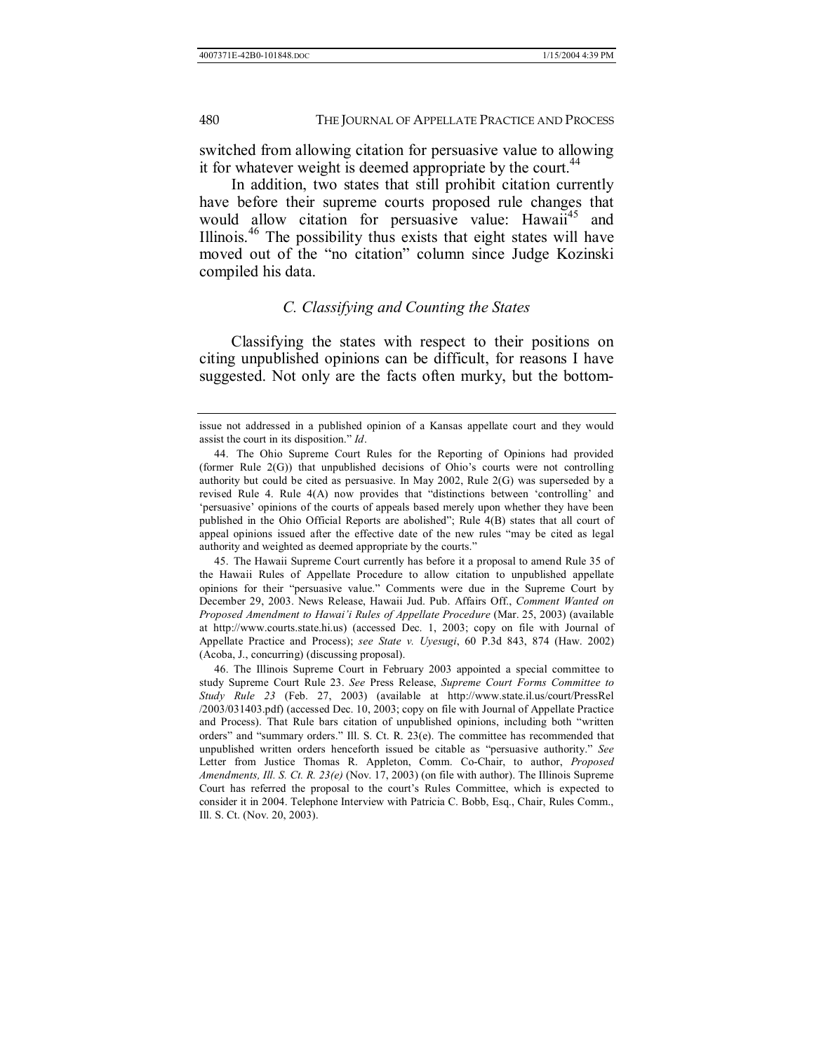switched from allowing citation for persuasive value to allowing it for whatever weight is deemed appropriate by the court.[44]

In addition, two states that still prohibit citation currently have before their supreme courts proposed rule changes that would allow citation for persuasive value: Hawaii[45] and Illinois.[46] The possibility thus exists that eight states will have moved out of the "no citation" column since Judge Kozinski compiled his data.

### *C. Classifying and Counting the States*

Classifying the states with respect to their positions on citing unpublished opinions can be difficult, for reasons I have suggested. Not only are the facts often murky, but the bottom-

---

issue not addressed in a published opinion of a Kansas appellate court and they would assist the court in its disposition." *Id*.

44. The Ohio Supreme Court Rules for the Reporting of Opinions had provided (former Rule 2(G)) that unpublished decisions of Ohio's courts were not controlling authority but could be cited as persuasive. In May 2002, Rule 2(G) was superseded by a revised Rule 4. Rule 4(A) now provides that "distinctions between 'controlling' and 'persuasive' opinions of the courts of appeals based merely upon whether they have been published in the Ohio Official Reports are abolished"; Rule 4(B) states that all court of appeal opinions issued after the effective date of the new rules "may be cited as legal authority and weighted as deemed appropriate by the courts."

45. The Hawaii Supreme Court currently has before it a proposal to amend Rule 35 of the Hawaii Rules of Appellate Procedure to allow citation to unpublished appellate opinions for their "persuasive value." Comments were due in the Supreme Court by December 29, 2003. News Release, Hawaii Jud. Pub. Affairs Off., *Comment Wanted on Proposed Amendment to Hawai'i Rules of Appellate Procedure* (Mar. 25, 2003) (available at http://www.courts.state.hi.us) (accessed Dec. 1, 2003; copy on file with Journal of Appellate Practice and Process); *see State v. Uyesugi*, 60 P.3d 843, 874 (Haw. 2002) (Acoba, J., concurring) (discussing proposal).

46. The Illinois Supreme Court in February 2003 appointed a special committee to study Supreme Court Rule 23. *See* Press Release, *Supreme Court Forms Committee to Study Rule 23* (Feb. 27, 2003) (available at http://www.state.il.us/court/PressRel/2003/031403.pdf) (accessed Dec. 10, 2003; copy on file with Journal of Appellate Practice and Process). That Rule bars citation of unpublished opinions, including both "written orders" and "summary orders." Ill. S. Ct. R. 23(e). The committee has recommended that unpublished written orders henceforth issued be citable as "persuasive authority." *See* Letter from Justice Thomas R. Appleton, Comm. Co-Chair, to author, *Proposed Amendments, Ill. S. Ct. R. 23(e)* (Nov. 17, 2003) (on file with author). The Illinois Supreme Court has referred the proposal to the court's Rules Committee, which is expected to consider it in 2004. Telephone Interview with Patricia C. Bobb, Esq., Chair, Rules Comm., Ill. S. Ct. (Nov. 20, 2003).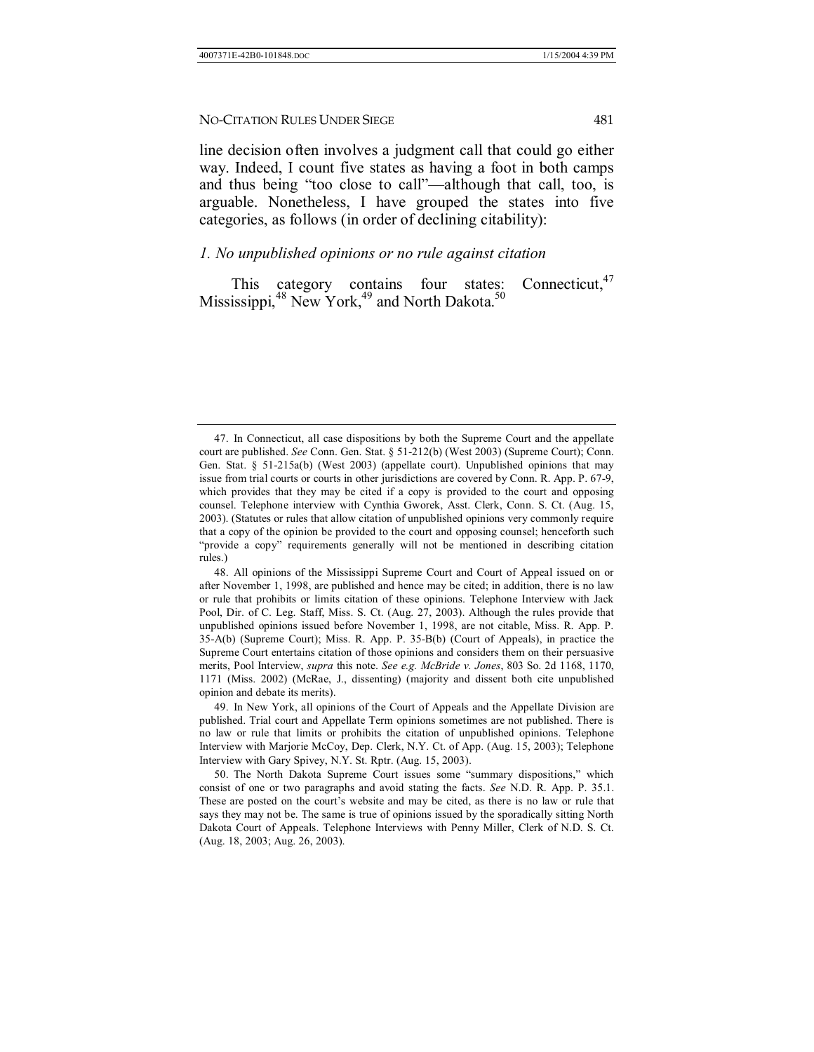line decision often involves a judgment call that could go either way. Indeed, I count five states as having a foot in both camps and thus being "too close to call"—although that call, too, is arguable. Nonetheless, I have grouped the states into five categories, as follows (in order of declining citability):

### *1. No unpublished opinions or no rule against citation*

This category contains four states: Connecticut,[47] Mississippi,[48] New York,[49] and North Dakota.[50]

---

47. In Connecticut, all case dispositions by both the Supreme Court and the appellate court are published. *See* Conn. Gen. Stat. § 51-212(b) (West 2003) (Supreme Court); Conn. Gen. Stat. § 51-215a(b) (West 2003) (appellate court). Unpublished opinions that may issue from trial courts or courts in other jurisdictions are covered by Conn. R. App. P. 67-9, which provides that they may be cited if a copy is provided to the court and opposing counsel. Telephone interview with Cynthia Gworek, Asst. Clerk, Conn. S. Ct. (Aug. 15, 2003). (Statutes or rules that allow citation of unpublished opinions very commonly require that a copy of the opinion be provided to the court and opposing counsel; henceforth such "provide a copy" requirements generally will not be mentioned in describing citation rules.)

48. All opinions of the Mississippi Supreme Court and Court of Appeal issued on or after November 1, 1998, are published and hence may be cited; in addition, there is no law or rule that prohibits or limits citation of these opinions. Telephone Interview with Jack Pool, Dir. of C. Leg. Staff, Miss. S. Ct. (Aug. 27, 2003). Although the rules provide that unpublished opinions issued before November 1, 1998, are not citable, Miss. R. App. P. 35-A(b) (Supreme Court); Miss. R. App. P. 35-B(b) (Court of Appeals), in practice the Supreme Court entertains citation of those opinions and considers them on their persuasive merits, Pool Interview, *supra* this note. *See e.g. McBride v. Jones*, 803 So. 2d 1168, 1170, 1171 (Miss. 2002) (McRae, J., dissenting) (majority and dissent both cite unpublished opinion and debate its merits).

49. In New York, all opinions of the Court of Appeals and the Appellate Division are published. Trial court and Appellate Term opinions sometimes are not published. There is no law or rule that limits or prohibits the citation of unpublished opinions. Telephone Interview with Marjorie McCoy, Dep. Clerk, N.Y. Ct. of App. (Aug. 15, 2003); Telephone Interview with Gary Spivey, N.Y. St. Rptr. (Aug. 15, 2003).

50. The North Dakota Supreme Court issues some "summary dispositions," which consist of one or two paragraphs and avoid stating the facts. *See* N.D. R. App. P. 35.1. These are posted on the court's website and may be cited, as there is no law or rule that says they may not be. The same is true of opinions issued by the sporadically sitting North Dakota Court of Appeals. Telephone Interviews with Penny Miller, Clerk of N.D. S. Ct. (Aug. 18, 2003; Aug. 26, 2003).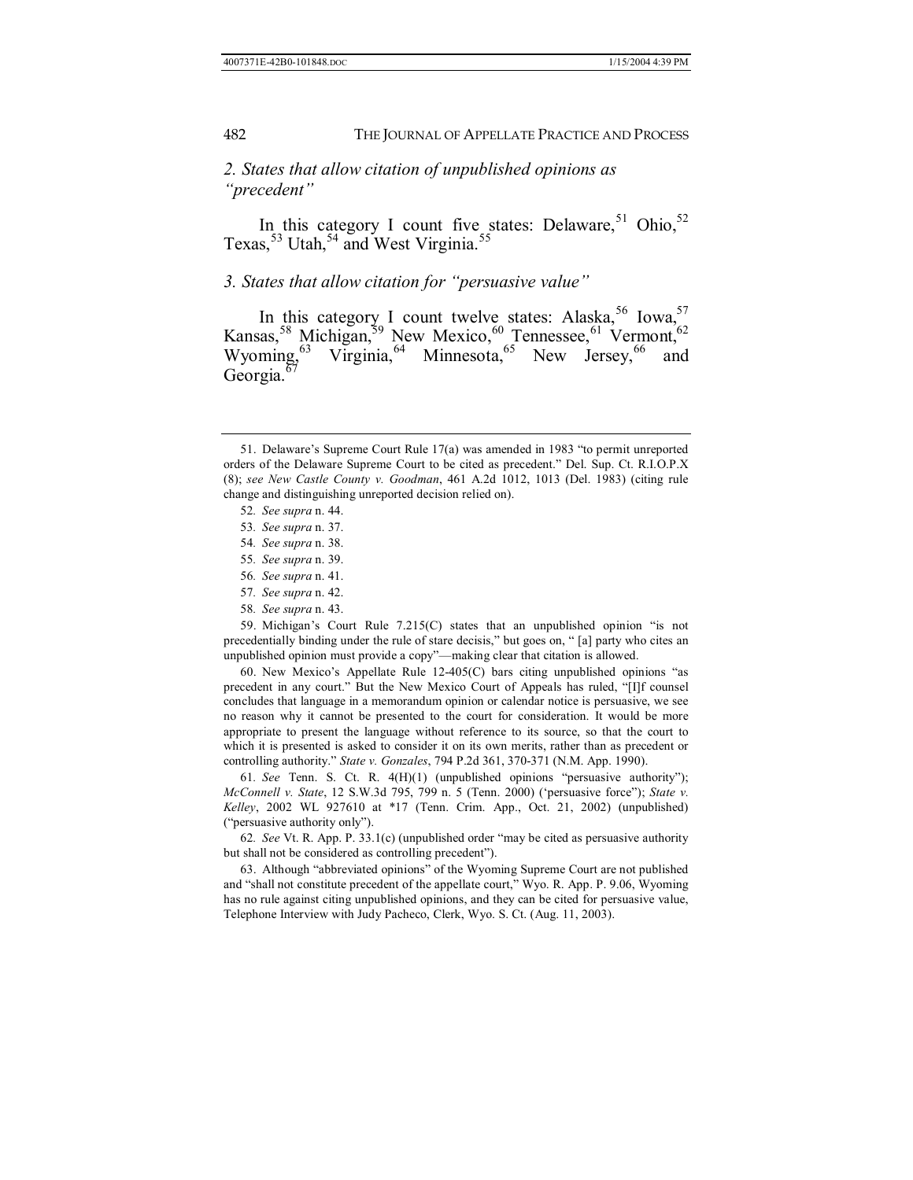### 2. States that allow citation of unpublished opinions as "precedent"

In this category I count five states: Delaware,[51] Ohio,[52] Texas,[53] Utah,[54] and West Virginia.[55]

### 3. States that allow citation for "persuasive value"

In this category I count twelve states: Alaska,[56] Iowa,[57] Kansas,[58] Michigan,[59] New Mexico,[60] Tennessee,[61] Vermont,[62] Wyoming,[63] Virginia,[64] Minnesota,[65] New Jersey,[66] and Georgia.[67]

---

51. Delaware's Supreme Court Rule 17(a) was amended in 1983 "to permit unreported orders of the Delaware Supreme Court to be cited as precedent." Del. Sup. Ct. R.I.O.P.X (8); *see New Castle County v. Goodman*, 461 A.2d 1012, 1013 (Del. 1983) (citing rule change and distinguishing unreported decision relied on).

52. *See supra* n. 44.

53. *See supra* n. 37.

54. *See supra* n. 38.

55. *See supra* n. 39.

56. *See supra* n. 41.

57. *See supra* n. 42.

58. *See supra* n. 43.

59. Michigan's Court Rule 7.215(C) states that an unpublished opinion "is not precedentially binding under the rule of stare decisis," but goes on, " [a] party who cites an unpublished opinion must provide a copy"—making clear that citation is allowed.

60. New Mexico's Appellate Rule 12-405(C) bars citing unpublished opinions "as precedent in any court." But the New Mexico Court of Appeals has ruled, "[I]f counsel concludes that language in a memorandum opinion or calendar notice is persuasive, we see no reason why it cannot be presented to the court for consideration. It would be more appropriate to present the language without reference to its source, so that the court to which it is presented is asked to consider it on its own merits, rather than as precedent or controlling authority." *State v. Gonzales*, 794 P.2d 361, 370-371 (N.M. App. 1990).

61. *See* Tenn. S. Ct. R. 4(H)(1) (unpublished opinions "persuasive authority"); *McConnell v. State*, 12 S.W.3d 795, 799 n. 5 (Tenn. 2000) ('persuasive force"); *State v. Kelley*, 2002 WL 927610 at *17 (Tenn. Crim. App., Oct. 21, 2002) (unpublished) ("persuasive authority only").

62. *See* Vt. R. App. P. 33.1(c) (unpublished order "may be cited as persuasive authority but shall not be considered as controlling precedent").

63. Although "abbreviated opinions" of the Wyoming Supreme Court are not published and "shall not constitute precedent of the appellate court," Wyo. R. App. P. 9.06, Wyoming has no rule against citing unpublished opinions, and they can be cited for persuasive value, Telephone Interview with Judy Pacheco, Clerk, Wyo. S. Ct. (Aug. 11, 2003).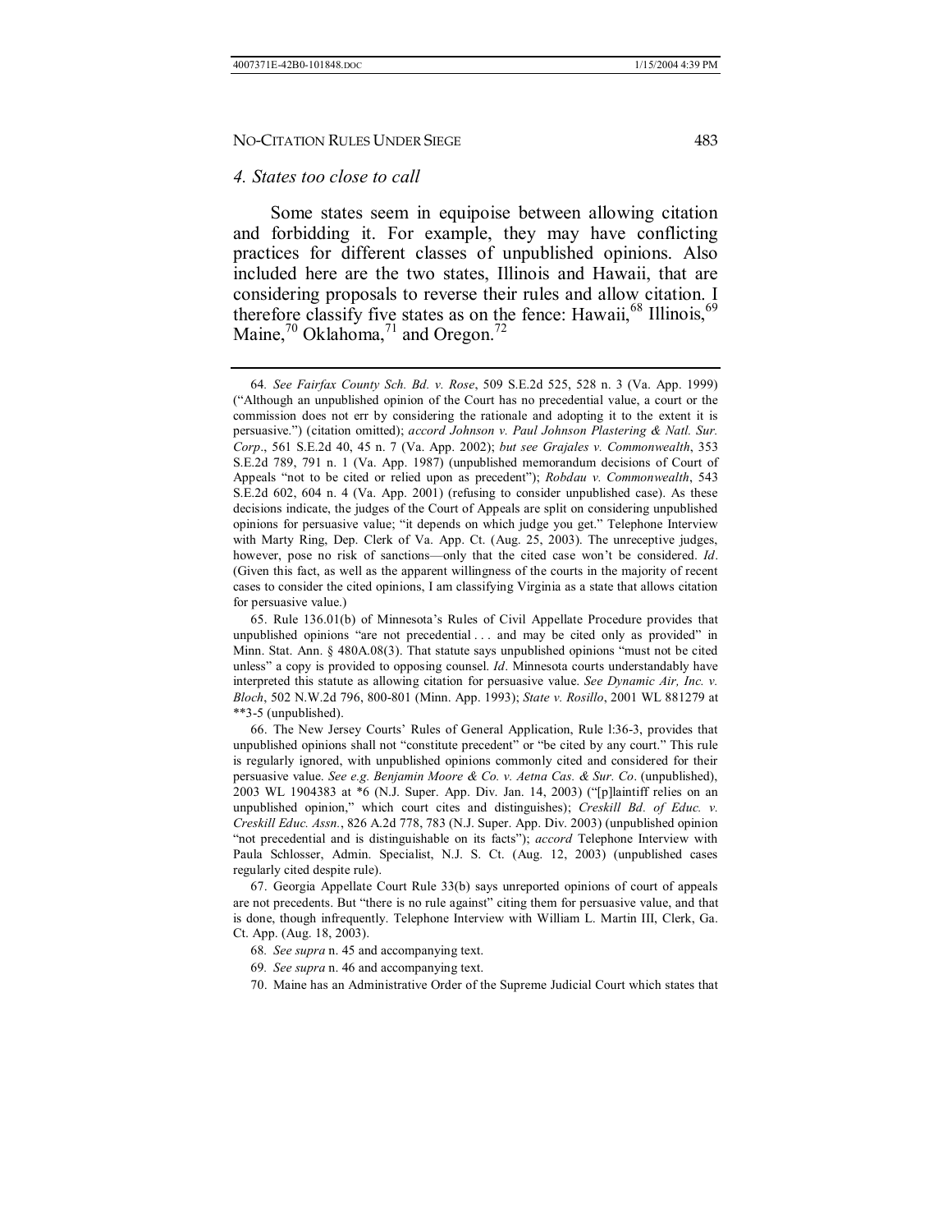### *4. States too close to call*

Some states seem in equipoise between allowing citation and forbidding it. For example, they may have conflicting practices for different classes of unpublished opinions. Also included here are the two states, Illinois and Hawaii, that are considering proposals to reverse their rules and allow citation. I therefore classify five states as on the fence: Hawaii,[68] Illinois,[69] Maine,[70] Oklahoma,[71] and Oregon.[72]

---

64. *See Fairfax County Sch. Bd. v. Rose*, 509 S.E.2d 525, 528 n. 3 (Va. App. 1999) ("Although an unpublished opinion of the Court has no precedential value, a court or the commission does not err by considering the rationale and adopting it to the extent it is persuasive.") (citation omitted); *accord Johnson v. Paul Johnson Plastering & Natl. Sur. Corp*., 561 S.E.2d 40, 45 n. 7 (Va. App. 2002); *but see Grajales v. Commonwealth*, 353 S.E.2d 789, 791 n. 1 (Va. App. 1987) (unpublished memorandum decisions of Court of Appeals "not to be cited or relied upon as precedent"); *Robdau v. Commonwealth*, 543 S.E.2d 602, 604 n. 4 (Va. App. 2001) (refusing to consider unpublished case). As these decisions indicate, the judges of the Court of Appeals are split on considering unpublished opinions for persuasive value; "it depends on which judge you get." Telephone Interview with Marty Ring, Dep. Clerk of Va. App. Ct. (Aug. 25, 2003). The unreceptive judges, however, pose no risk of sanctions—only that the cited case won't be considered. *Id*. (Given this fact, as well as the apparent willingness of the courts in the majority of recent cases to consider the cited opinions, I am classifying Virginia as a state that allows citation for persuasive value.)

65. Rule 136.01(b) of Minnesota's Rules of Civil Appellate Procedure provides that unpublished opinions "are not precedential . . . and may be cited only as provided" in Minn. Stat. Ann. § 480A.08(3). That statute says unpublished opinions "must not be cited unless" a copy is provided to opposing counsel. *Id*. Minnesota courts understandably have interpreted this statute as allowing citation for persuasive value. *See Dynamic Air, Inc. v. Bloch*, 502 N.W.2d 796, 800-801 (Minn. App. 1993); *State v. Rosillo*, 2001 WL 881279 at \*\*3-5 (unpublished).

66. The New Jersey Courts' Rules of General Application, Rule 1:36-3, provides that unpublished opinions shall not "constitute precedent" or "be cited by any court." This rule is regularly ignored, with unpublished opinions commonly cited and considered for their persuasive value. *See e.g. Benjamin Moore & Co. v. Aetna Cas. & Sur. Co*. (unpublished), 2003 WL 1904383 at \*6 (N.J. Super. App. Div. Jan. 14, 2003) ("[p]laintiff relies on an unpublished opinion," which court cites and distinguishes); *Creskill Bd. of Educ. v. Creskill Educ. Assn.*, 826 A.2d 778, 783 (N.J. Super. App. Div. 2003) (unpublished opinion "not precedential and is distinguishable on its facts"); *accord* Telephone Interview with Paula Schlosser, Admin. Specialist, N.J. S. Ct. (Aug. 12, 2003) (unpublished cases regularly cited despite rule).

67. Georgia Appellate Court Rule 33(b) says unreported opinions of court of appeals are not precedents. But "there is no rule against" citing them for persuasive value, and that is done, though infrequently. Telephone Interview with William L. Martin III, Clerk, Ga. Ct. App. (Aug. 18, 2003).

68. *See supra* n. 45 and accompanying text.

69. *See supra* n. 46 and accompanying text.

70. Maine has an Administrative Order of the Supreme Judicial Court which states that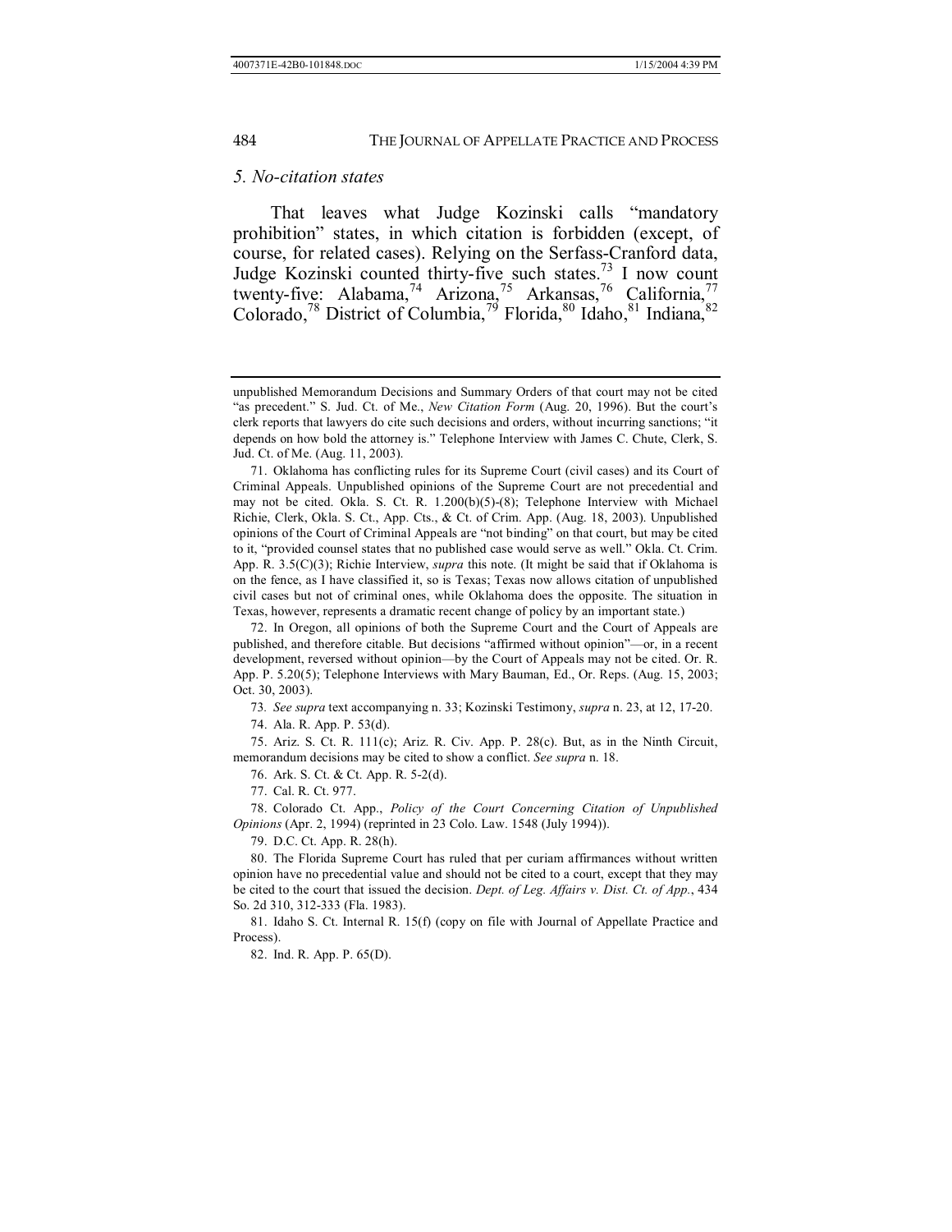### *5. No-citation states*

That leaves what Judge Kozinski calls "mandatory prohibition" states, in which citation is forbidden (except, of course, for related cases). Relying on the Serfass-Cranford data, Judge Kozinski counted thirty-five such states.[73] I now count twenty-five: Alabama,[74] Arizona,[75] Arkansas,[76] California,[77] Colorado,[78] District of Columbia,[79] Florida,[80] Idaho,[81] Indiana,[82]

---

unpublished Memorandum Decisions and Summary Orders of that court may not be cited "as precedent." S. Jud. Ct. of Me., *New Citation Form* (Aug. 20, 1996). But the court's clerk reports that lawyers do cite such decisions and orders, without incurring sanctions; "it depends on how bold the attorney is." Telephone Interview with James C. Chute, Clerk, S. Jud. Ct. of Me. (Aug. 11, 2003).

71. Oklahoma has conflicting rules for its Supreme Court (civil cases) and its Court of Criminal Appeals. Unpublished opinions of the Supreme Court are not precedential and may not be cited. Okla. S. Ct. R. 1.200(b)(5)-(8); Telephone Interview with Michael Richie, Clerk, Okla. S. Ct., App. Cts., & Ct. of Crim. App. (Aug. 18, 2003). Unpublished opinions of the Court of Criminal Appeals are "not binding" on that court, but may be cited to it, "provided counsel states that no published case would serve as well." Okla. Ct. Crim. App. R. 3.5(C)(3); Richie Interview, *supra* this note. (It might be said that if Oklahoma is on the fence, as I have classified it, so is Texas; Texas now allows citation of unpublished civil cases but not of criminal ones, while Oklahoma does the opposite. The situation in Texas, however, represents a dramatic recent change of policy by an important state.)

72. In Oregon, all opinions of both the Supreme Court and the Court of Appeals are published, and therefore citable. But decisions "affirmed without opinion"—or, in a recent development, reversed without opinion—by the Court of Appeals may not be cited. Or. R. App. P. 5.20(5); Telephone Interviews with Mary Bauman, Ed., Or. Reps. (Aug. 15, 2003; Oct. 30, 2003).

73. *See supra* text accompanying n. 33; Kozinski Testimony, *supra* n. 23, at 12, 17-20.

74. Ala. R. App. P. 53(d).

75. Ariz. S. Ct. R. 111(c); Ariz. R. Civ. App. P. 28(c). But, as in the Ninth Circuit, memorandum decisions may be cited to show a conflict. *See supra* n. 18.

76. Ark. S. Ct. & Ct. App. R. 5-2(d).

77. Cal. R. Ct. 977.

78. Colorado Ct. App., *Policy of the Court Concerning Citation of Unpublished Opinions* (Apr. 2, 1994) (reprinted in 23 Colo. Law. 1548 (July 1994)).

79. D.C. Ct. App. R. 28(h).

80. The Florida Supreme Court has ruled that per curiam affirmances without written opinion have no precedential value and should not be cited to a court, except that they may be cited to the court that issued the decision. *Dept. of Leg. Affairs v. Dist. Ct. of App.*, 434 So. 2d 310, 312-333 (Fla. 1983).

81. Idaho S. Ct. Internal R. 15(f) (copy on file with Journal of Appellate Practice and Process).

82. Ind. R. App. P. 65(D).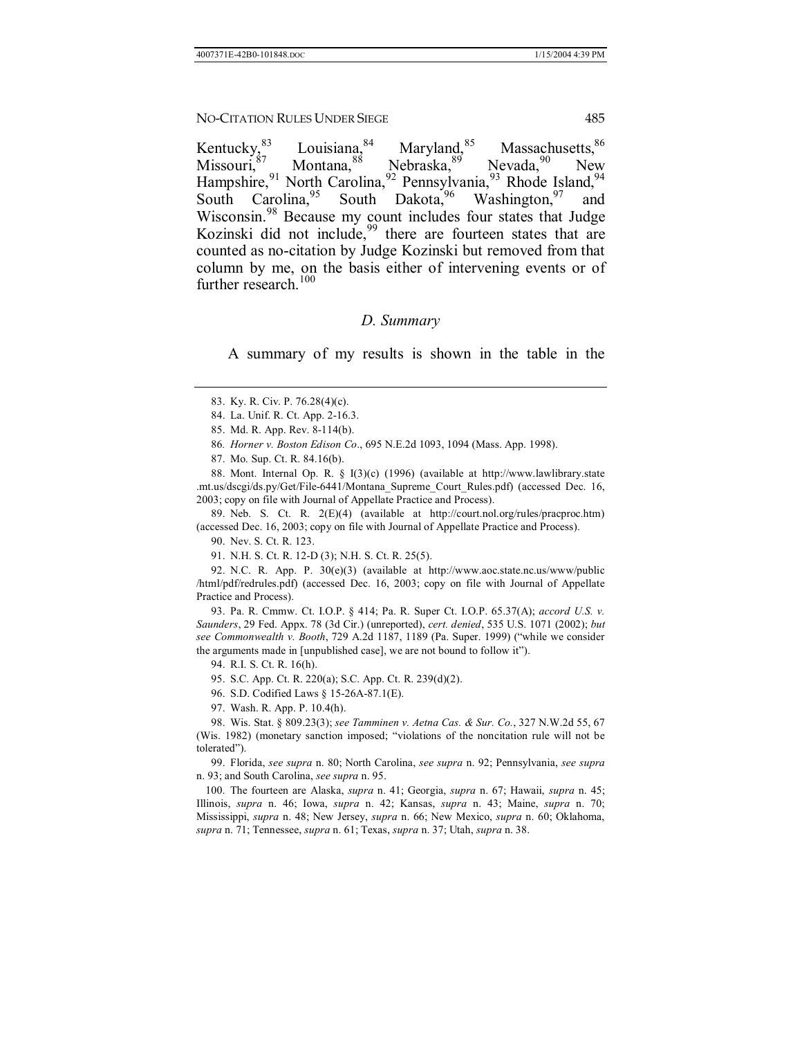Kentucky,[83] Louisiana,[84] Maryland,[85] Massachusetts,[86] Missouri,[87] Montana,[88] Nebraska,[89] Nevada,[90] New Hampshire,[91] North Carolina,[92] Pennsylvania,[93] Rhode Island,[94] South Carolina,[95] South Dakota,[96] Washington,[97] and Wisconsin.[98] Because my count includes four states that Judge Kozinski did not include,[99] there are fourteen states that are counted as no-citation by Judge Kozinski but removed from that column by me, on the basis either of intervening events or of further research.[100]

### *D. Summary*

A summary of my results is shown in the table in the

---

83. Ky. R. Civ. P. 76.28(4)(c).

84. La. Unif. R. Ct. App. 2-16.3.

85. Md. R. App. Rev. 8-114(b).

86. *Horner v. Boston Edison Co*., 695 N.E.2d 1093, 1094 (Mass. App. 1998).

87. Mo. Sup. Ct. R. 84.16(b).

88. Mont. Internal Op. R. § I(3)(c) (1996) (available at http://www.lawlibrary.state.mt.us/dscgi/ds.py/Get/File-6441/Montana_Supreme_Court_Rules.pdf) (accessed Dec. 16, 2003; copy on file with Journal of Appellate Practice and Process).

89. Neb. S. Ct. R. 2(E)(4) (available at http://court.nol.org/rules/pracproc.htm) (accessed Dec. 16, 2003; copy on file with Journal of Appellate Practice and Process).

90. Nev. S. Ct. R. 123.

91. N.H. S. Ct. R. 12-D (3); N.H. S. Ct. R. 25(5).

92. N.C. R. App. P. 30(e)(3) (available at http://www.aoc.state.nc.us/www/public/html/pdf/redrules.pdf) (accessed Dec. 16, 2003; copy on file with Journal of Appellate Practice and Process).

93. Pa. R. Cmmw. Ct. I.O.P. § 414; Pa. R. Super Ct. I.O.P. 65.37(A); *accord U.S. v. Saunders*, 29 Fed. Appx. 78 (3d Cir.) (unreported), *cert. denied*, 535 U.S. 1071 (2002); *but see Commonwealth v. Booth*, 729 A.2d 1187, 1189 (Pa. Super. 1999) ("while we consider the arguments made in [unpublished case], we are not bound to follow it").

94. R.I. S. Ct. R. 16(h).

95. S.C. App. Ct. R. 220(a); S.C. App. Ct. R. 239(d)(2).

96. S.D. Codified Laws § 15-26A-87.1(E).

97. Wash. R. App. P. 10.4(h).

98. Wis. Stat. § 809.23(3); *see Tamminen v. Aetna Cas. & Sur. Co.*, 327 N.W.2d 55, 67 (Wis. 1982) (monetary sanction imposed; "violations of the noncitation rule will not be tolerated").

99. Florida, *see supra* n. 80; North Carolina, *see supra* n. 92; Pennsylvania, *see supra* n. 93; and South Carolina, *see supra* n. 95.

100. The fourteen are Alaska, *supra* n. 41; Georgia, *supra* n. 67; Hawaii, *supra* n. 45; Illinois, *supra* n. 46; Iowa, *supra* n. 42; Kansas, *supra* n. 43; Maine, *supra* n. 70; Mississippi, *supra* n. 48; New Jersey, *supra* n. 66; New Mexico, *supra* n. 60; Oklahoma, *supra* n. 71; Tennessee, *supra* n. 61; Texas, *supra* n. 37; Utah, *supra* n. 38.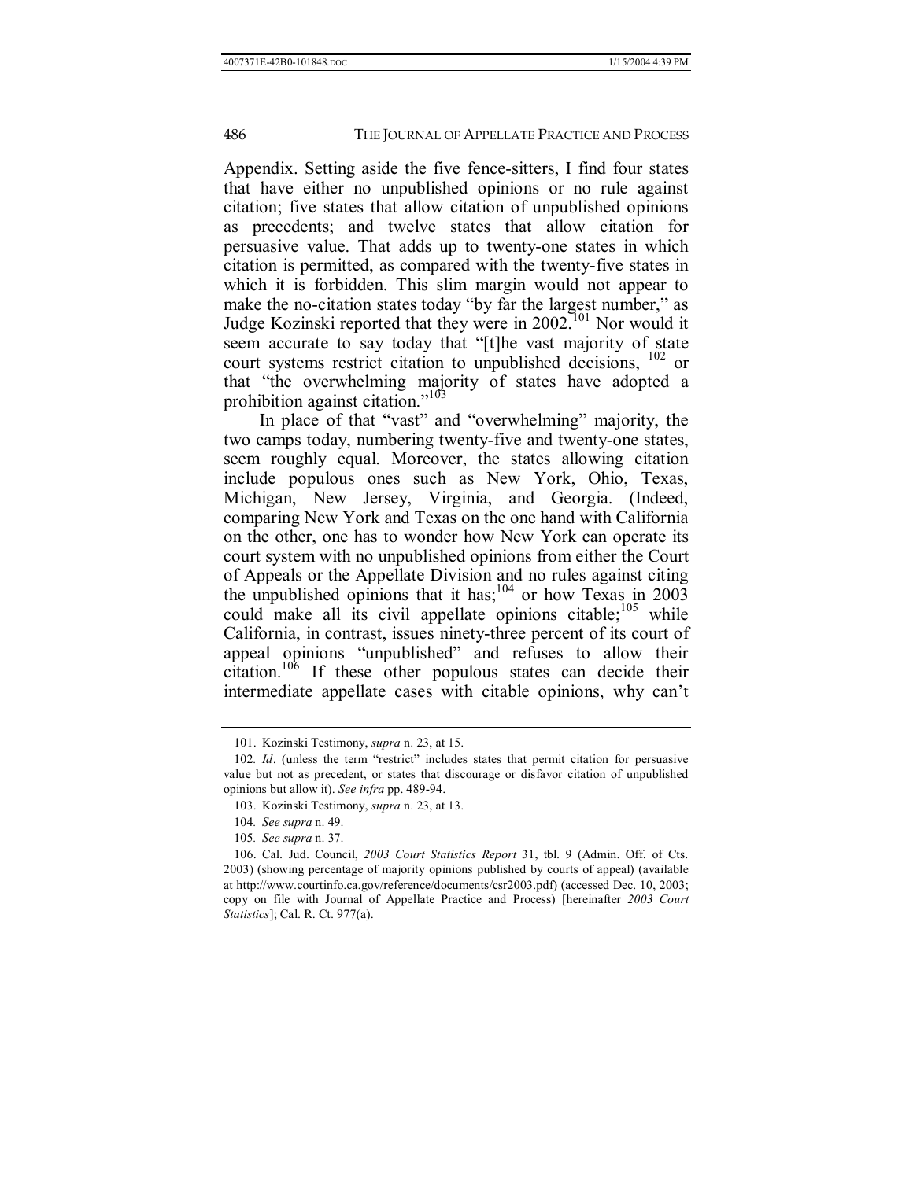Appendix. Setting aside the five fence-sitters, I find four states that have either no unpublished opinions or no rule against citation; five states that allow citation of unpublished opinions as precedents; and twelve states that allow citation for persuasive value. That adds up to twenty-one states in which citation is permitted, as compared with the twenty-five states in which it is forbidden. This slim margin would not appear to make the no-citation states today "by far the largest number," as Judge Kozinski reported that they were in 2002.[101] Nor would it seem accurate to say today that "[t]he vast majority of state court systems restrict citation to unpublished decisions, [102] or that "the overwhelming majority of states have adopted a prohibition against citation."[103]

In place of that "vast" and "overwhelming" majority, the two camps today, numbering twenty-five and twenty-one states, seem roughly equal. Moreover, the states allowing citation include populous ones such as New York, Ohio, Texas, Michigan, New Jersey, Virginia, and Georgia. (Indeed, comparing New York and Texas on the one hand with California on the other, one has to wonder how New York can operate its court system with no unpublished opinions from either the Court of Appeals or the Appellate Division and no rules against citing the unpublished opinions that it has;[104] or how Texas in 2003 could make all its civil appellate opinions citable;[105] while California, in contrast, issues ninety-three percent of its court of appeal opinions "unpublished" and refuses to allow their citation.[106] If these other populous states can decide their intermediate appellate cases with citable opinions, why can't

---

101. Kozinski Testimony, *supra* n. 23, at 15.

102. *Id*. (unless the term "restrict" includes states that permit citation for persuasive value but not as precedent, or states that discourage or disfavor citation of unpublished opinions but allow it). *See infra* pp. 489-94.

103. Kozinski Testimony, *supra* n. 23, at 13.

104. *See supra* n. 49.

105. *See supra* n. 37.

106. Cal. Jud. Council, *2003 Court Statistics Report* 31, tbl. 9 (Admin. Off. of Cts. 2003) (showing percentage of majority opinions published by courts of appeal) (available at http://www.courtinfo.ca.gov/reference/documents/csr2003.pdf) (accessed Dec. 10, 2003; copy on file with Journal of Appellate Practice and Process) [hereinafter *2003 Court Statistics*]; Cal. R. Ct. 977(a).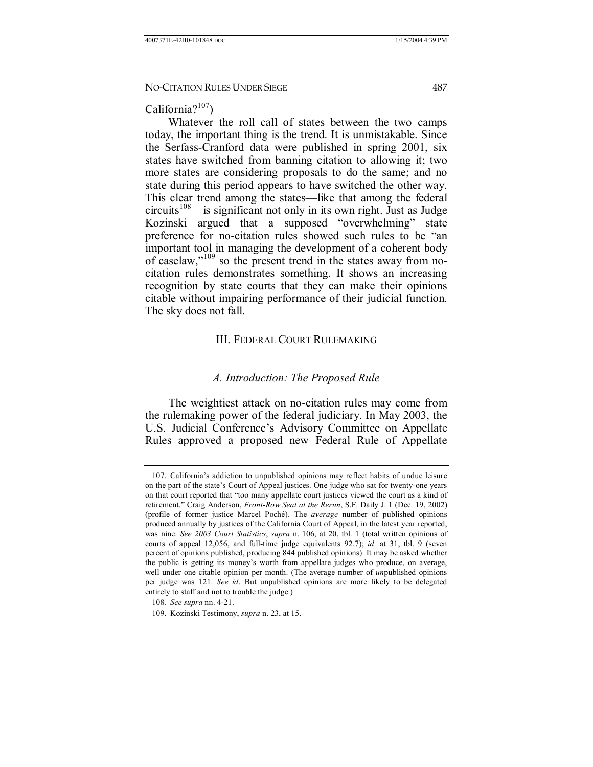California?[107])

Whatever the roll call of states between the two camps today, the important thing is the trend. It is unmistakable. Since the Serfass-Cranford data were published in spring 2001, six states have switched from banning citation to allowing it; two more states are considering proposals to do the same; and no state during this period appears to have switched the other way. This clear trend among the states—like that among the federal circuits[108]—is significant not only in its own right. Just as Judge Kozinski argued that a supposed "overwhelming" state preference for no-citation rules showed such rules to be "an important tool in managing the development of a coherent body of caselaw,"[109] so the present trend in the states away from no-citation rules demonstrates something. It shows an increasing recognition by state courts that they can make their opinions citable without impairing performance of their judicial function. The sky does not fall.

## III. Federal Court Rulemaking

### *A. Introduction: The Proposed Rule*

The weightiest attack on no-citation rules may come from the rulemaking power of the federal judiciary. In May 2003, the U.S. Judicial Conference's Advisory Committee on Appellate Rules approved a proposed new Federal Rule of Appellate

---

107. California's addiction to unpublished opinions may reflect habits of undue leisure on the part of the state's Court of Appeal justices. One judge who sat for twenty-one years on that court reported that "too many appellate court justices viewed the court as a kind of retirement." Craig Anderson, *Front-Row Seat at the Rerun*, S.F. Daily J. 1 (Dec. 19, 2002) (profile of former justice Marcel Poché). The *average* number of published opinions produced annually by justices of the California Court of Appeal, in the latest year reported, was nine. *See 2003 Court Statistics*, *supra* n. 106, at 20, tbl. 1 (total written opinions of courts of appeal 12,056, and full-time judge equivalents 92.7); *id.* at 31, tbl. 9 (seven percent of opinions published, producing 844 published opinions). It may be asked whether the public is getting its money's worth from appellate judges who produce, on average, well under one citable opinion per month. (The average number of *un*published opinions per judge was 121. *See id*. But unpublished opinions are more likely to be delegated entirely to staff and not to trouble the judge.)

108. *See supra* nn. 4-21.

109. Kozinski Testimony, *supra* n. 23, at 15.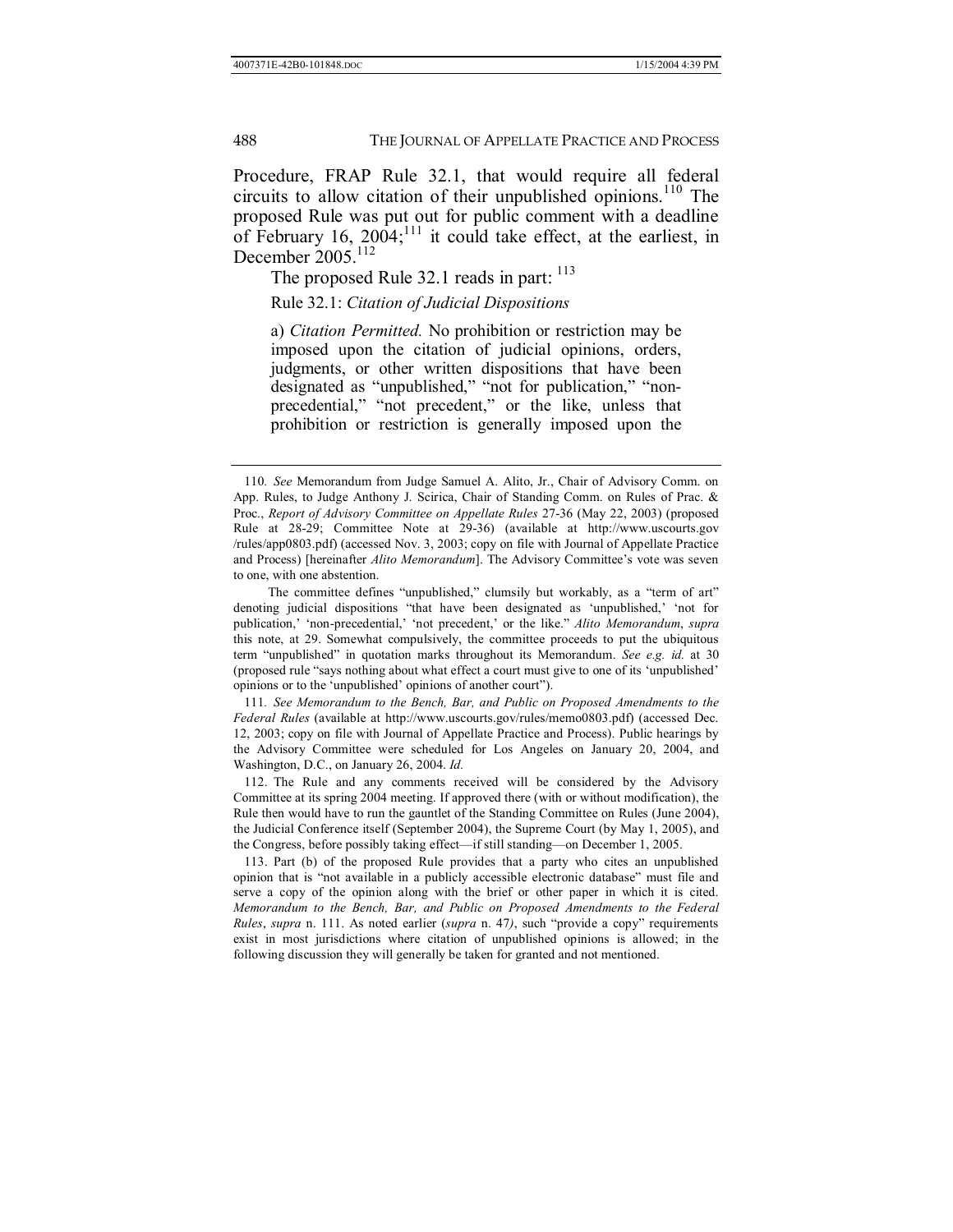Procedure, FRAP Rule 32.1, that would require all federal circuits to allow citation of their unpublished opinions.[110] The proposed Rule was put out for public comment with a deadline of February 16, 2004;[111] it could take effect, at the earliest, in December 2005.[112]

The proposed Rule 32.1 reads in part: [113]

> Rule 32.1: *Citation of Judicial Dispositions*
>
> a) *Citation Permitted.* No prohibition or restriction may be imposed upon the citation of judicial opinions, orders, judgments, or other written dispositions that have been designated as "unpublished," "not for publication," "non-precedential," "not precedent," or the like, unless that prohibition or restriction is generally imposed upon the

---

110. *See* Memorandum from Judge Samuel A. Alito, Jr., Chair of Advisory Comm. on App. Rules, to Judge Anthony J. Scirica, Chair of Standing Comm. on Rules of Prac. & Proc., *Report of Advisory Committee on Appellate Rules* 27-36 (May 22, 2003) (proposed Rule at 28-29; Committee Note at 29-36) (available at http://www.uscourts.gov /rules/app0803.pdf) (accessed Nov. 3, 2003; copy on file with Journal of Appellate Practice and Process) [hereinafter *Alito Memorandum*]. The Advisory Committee's vote was seven to one, with one abstention.

The committee defines "unpublished," clumsily but workably, as a "term of art" denoting judicial dispositions "that have been designated as 'unpublished,' 'not for publication,' 'non-precedential,' 'not precedent,' or the like." *Alito Memorandum*, *supra* this note, at 29. Somewhat compulsively, the committee proceeds to put the ubiquitous term "unpublished" in quotation marks throughout its Memorandum. *See e.g. id.* at 30 (proposed rule "says nothing about what effect a court must give to one of its 'unpublished' opinions or to the 'unpublished' opinions of another court").

111. *See Memorandum to the Bench, Bar, and Public on Proposed Amendments to the Federal Rules* (available at http://www.uscourts.gov/rules/memo0803.pdf) (accessed Dec. 12, 2003; copy on file with Journal of Appellate Practice and Process). Public hearings by the Advisory Committee were scheduled for Los Angeles on January 20, 2004, and Washington, D.C., on January 26, 2004. *Id.*

112. The Rule and any comments received will be considered by the Advisory Committee at its spring 2004 meeting. If approved there (with or without modification), the Rule then would have to run the gauntlet of the Standing Committee on Rules (June 2004), the Judicial Conference itself (September 2004), the Supreme Court (by May 1, 2005), and the Congress, before possibly taking effect—if still standing—on December 1, 2005.

113. Part (b) of the proposed Rule provides that a party who cites an unpublished opinion that is "not available in a publicly accessible electronic database" must file and serve a copy of the opinion along with the brief or other paper in which it is cited. *Memorandum to the Bench, Bar, and Public on Proposed Amendments to the Federal Rules*, *supra* n. 111. As noted earlier (*supra* n. 47), such "provide a copy" requirements exist in most jurisdictions where citation of unpublished opinions is allowed; in the following discussion they will generally be taken for granted and not mentioned.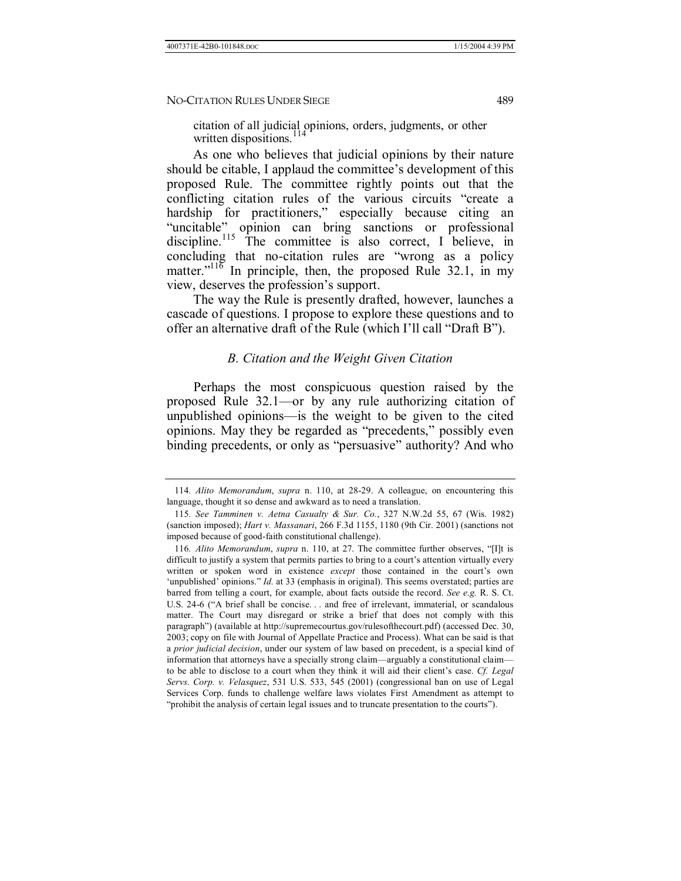citation of all judicial opinions, orders, judgments, or other written dispositions.[114]

As one who believes that judicial opinions by their nature should be citable, I applaud the committee's development of this proposed Rule. The committee rightly points out that the conflicting citation rules of the various circuits "create a hardship for practitioners," especially because citing an "uncitable" opinion can bring sanctions or professional discipline.[115] The committee is also correct, I believe, in concluding that no-citation rules are "wrong as a policy matter."[116] In principle, then, the proposed Rule 32.1, in my view, deserves the profession's support.

The way the Rule is presently drafted, however, launches a cascade of questions. I propose to explore these questions and to offer an alternative draft of the Rule (which I'll call "Draft B").

### *B. Citation and the Weight Given Citation*

Perhaps the most conspicuous question raised by the proposed Rule 32.1—or by any rule authorizing citation of unpublished opinions—is the weight to be given to the cited opinions. May they be regarded as "precedents," possibly even binding precedents, or only as "persuasive" authority? And who

---

114. *Alito Memorandum*, *supra* n. 110, at 28-29. A colleague, on encountering this language, thought it so dense and awkward as to need a translation.

115. *See Tamminen v. Aetna Casualty & Sur. Co.*, 327 N.W.2d 55, 67 (Wis. 1982) (sanction imposed); *Hart v. Massanari*, 266 F.3d 1155, 1180 (9th Cir. 2001) (sanctions not imposed because of good-faith constitutional challenge).

116. *Alito Memorandum*, *supra* n. 110, at 27. The committee further observes, "[I]t is difficult to justify a system that permits parties to bring to a court's attention virtually every written or spoken word in existence *except* those contained in the court's own 'unpublished' opinions." *Id.* at 33 (emphasis in original). This seems overstated; parties are barred from telling a court, for example, about facts outside the record. *See e.g.* R. S. Ct. U.S. 24-6 ("A brief shall be concise. . . and free of irrelevant, immaterial, or scandalous matter. The Court may disregard or strike a brief that does not comply with this paragraph") (available at http://supremecourtus.gov/rulesofthecourt.pdf) (accessed Dec. 30, 2003; copy on file with Journal of Appellate Practice and Process). What can be said is that a *prior judicial decision*, under our system of law based on precedent, is a special kind of information that attorneys have a specially strong claim—arguably a constitutional claim—to be able to disclose to a court when they think it will aid their client's case. *Cf. Legal Servs. Corp. v. Velasquez*, 531 U.S. 533, 545 (2001) (congressional ban on use of Legal Services Corp. funds to challenge welfare laws violates First Amendment as attempt to "prohibit the analysis of certain legal issues and to truncate presentation to the courts").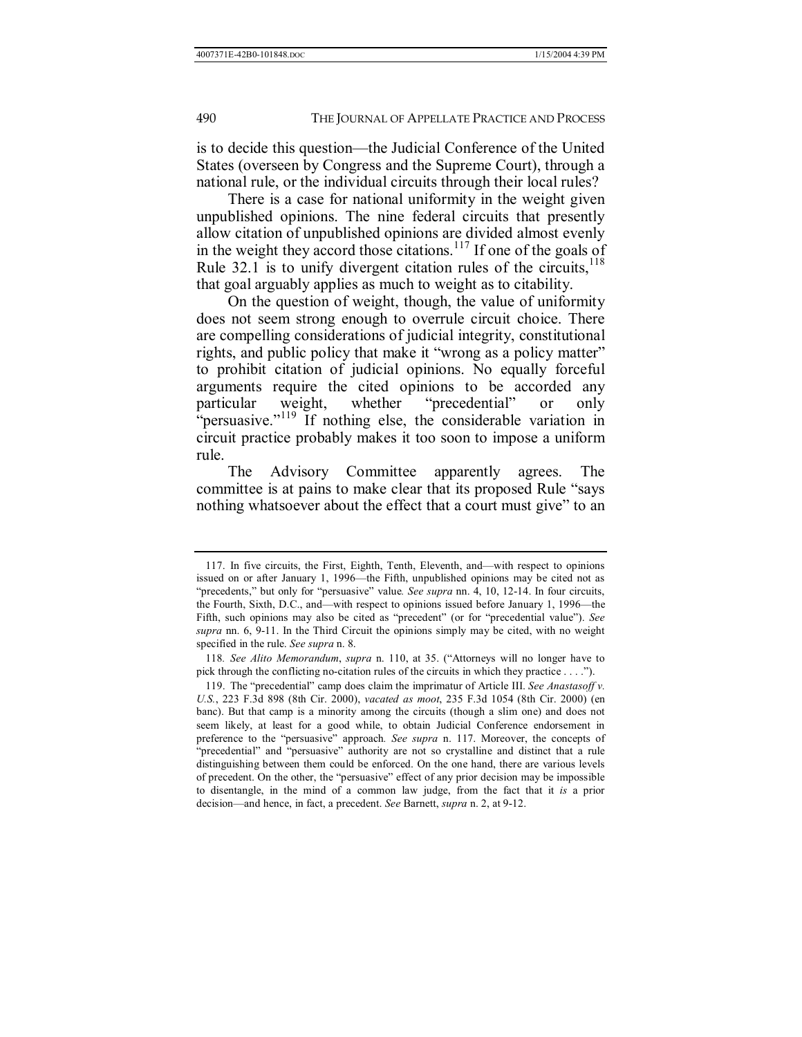is to decide this question—the Judicial Conference of the United States (overseen by Congress and the Supreme Court), through a national rule, or the individual circuits through their local rules?

There is a case for national uniformity in the weight given unpublished opinions. The nine federal circuits that presently allow citation of unpublished opinions are divided almost evenly in the weight they accord those citations.[117] If one of the goals of Rule 32.1 is to unify divergent citation rules of the circuits,[118] that goal arguably applies as much to weight as to citability.

On the question of weight, though, the value of uniformity does not seem strong enough to overrule circuit choice. There are compelling considerations of judicial integrity, constitutional rights, and public policy that make it "wrong as a policy matter" to prohibit citation of judicial opinions. No equally forceful arguments require the cited opinions to be accorded any particular weight, whether "precedential" or only "persuasive."[119] If nothing else, the considerable variation in circuit practice probably makes it too soon to impose a uniform rule.

The Advisory Committee apparently agrees. The committee is at pains to make clear that its proposed Rule "says nothing whatsoever about the effect that a court must give" to an

---

117. In five circuits, the First, Eighth, Tenth, Eleventh, and—with respect to opinions issued on or after January 1, 1996—the Fifth, unpublished opinions may be cited not as "precedents," but only for "persuasive" value*. See supra* nn. 4, 10, 12-14. In four circuits, the Fourth, Sixth, D.C., and—with respect to opinions issued before January 1, 1996—the Fifth, such opinions may also be cited as "precedent" (or for "precedential value"). *See supra* nn. 6, 9-11. In the Third Circuit the opinions simply may be cited, with no weight specified in the rule. *See supra* n. 8.

118. *See Alito Memorandum*, *supra* n. 110, at 35. ("Attorneys will no longer have to pick through the conflicting no-citation rules of the circuits in which they practice . . . .").

119. The "precedential" camp does claim the imprimatur of Article III. *See Anastasoff v. U.S.*, 223 F.3d 898 (8th Cir. 2000), *vacated as moot*, 235 F.3d 1054 (8th Cir. 2000) (en banc). But that camp is a minority among the circuits (though a slim one) and does not seem likely, at least for a good while, to obtain Judicial Conference endorsement in preference to the "persuasive" approach. *See supra* n. 117. Moreover, the concepts of "precedential" and "persuasive" authority are not so crystalline and distinct that a rule distinguishing between them could be enforced. On the one hand, there are various levels of precedent. On the other, the "persuasive" effect of any prior decision may be impossible to disentangle, in the mind of a common law judge, from the fact that it *is* a prior decision—and hence, in fact, a precedent. *See* Barnett, *supra* n. 2, at 9-12.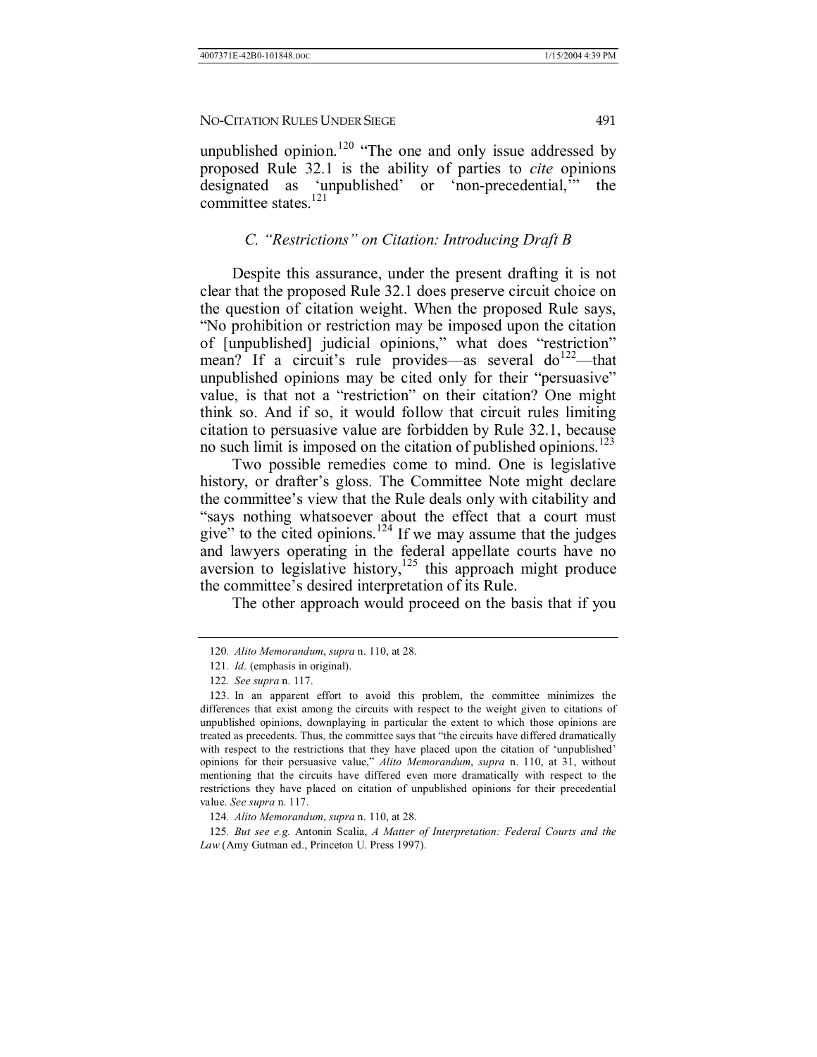unpublished opinion.[120] "The one and only issue addressed by proposed Rule 32.1 is the ability of parties to *cite* opinions designated as 'unpublished' or 'non-precedential,'" the committee states.[121]

### *C. "Restrictions" on Citation: Introducing Draft B*

Despite this assurance, under the present drafting it is not clear that the proposed Rule 32.1 does preserve circuit choice on the question of citation weight. When the proposed Rule says, "No prohibition or restriction may be imposed upon the citation of [unpublished] judicial opinions," what does "restriction" mean? If a circuit's rule provides—as several do[122]—that unpublished opinions may be cited only for their "persuasive" value, is that not a "restriction" on their citation? One might think so. And if so, it would follow that circuit rules limiting citation to persuasive value are forbidden by Rule 32.1, because no such limit is imposed on the citation of published opinions.[123]

Two possible remedies come to mind. One is legislative history, or drafter's gloss. The Committee Note might declare the committee's view that the Rule deals only with citability and "says nothing whatsoever about the effect that a court must give" to the cited opinions.[124] If we may assume that the judges and lawyers operating in the federal appellate courts have no aversion to legislative history,[125] this approach might produce the committee's desired interpretation of its Rule.

The other approach would proceed on the basis that if you

---

120. *Alito Memorandum*, *supra* n. 110, at 28.

121. *Id.* (emphasis in original).

122. *See supra* n. 117.

123. In an apparent effort to avoid this problem, the committee minimizes the differences that exist among the circuits with respect to the weight given to citations of unpublished opinions, downplaying in particular the extent to which those opinions are treated as precedents. Thus, the committee says that "the circuits have differed dramatically with respect to the restrictions that they have placed upon the citation of 'unpublished' opinions for their persuasive value," *Alito Memorandum*, *supra* n. 110, at 31, without mentioning that the circuits have differed even more dramatically with respect to the restrictions they have placed on citation of unpublished opinions for their precedential value. *See supra* n. 117.

124. *Alito Memorandum*, *supra* n. 110, at 28.

125. *But see e.g.* Antonin Scalia, *A Matter of Interpretation: Federal Courts and the Law* (Amy Gutman ed., Princeton U. Press 1997).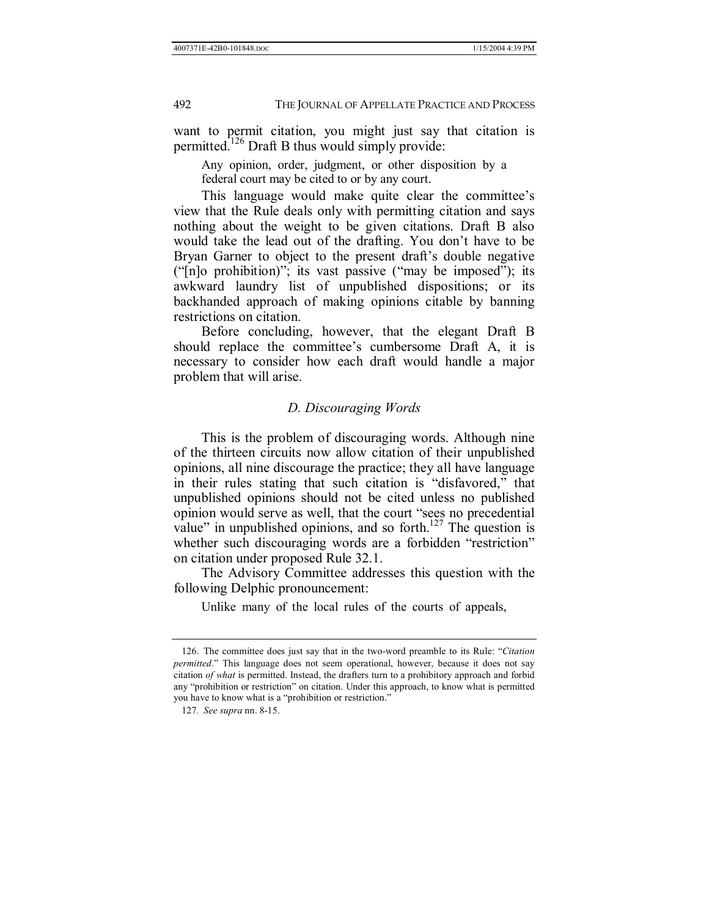want to permit citation, you might just say that citation is permitted.[126] Draft B thus would simply provide:

> Any opinion, order, judgment, or other disposition by a federal court may be cited to or by any court.

This language would make quite clear the committee's view that the Rule deals only with permitting citation and says nothing about the weight to be given citations. Draft B also would take the lead out of the drafting. You don't have to be Bryan Garner to object to the present draft's double negative ("[n]o prohibition"); its vast passive ("may be imposed"); its awkward laundry list of unpublished dispositions; or its backhanded approach of making opinions citable by banning restrictions on citation.

Before concluding, however, that the elegant Draft B should replace the committee's cumbersome Draft A, it is necessary to consider how each draft would handle a major problem that will arise.

### *D. Discouraging Words*

This is the problem of discouraging words. Although nine of the thirteen circuits now allow citation of their unpublished opinions, all nine discourage the practice; they all have language in their rules stating that such citation is "disfavored," that unpublished opinions should not be cited unless no published opinion would serve as well, that the court "sees no precedential value" in unpublished opinions, and so forth.[127] The question is whether such discouraging words are a forbidden "restriction" on citation under proposed Rule 32.1.

The Advisory Committee addresses this question with the following Delphic pronouncement:

> Unlike many of the local rules of the courts of appeals,

---

126. The committee does just say that in the two-word preamble to its Rule: "*Citation permitted*." This language does not seem operational, however, because it does not say citation *of what* is permitted. Instead, the drafters turn to a prohibitory approach and forbid any "prohibition or restriction" on citation. Under this approach, to know what is permitted you have to know what is a "prohibition or restriction."

127. *See supra* nn. 8-15.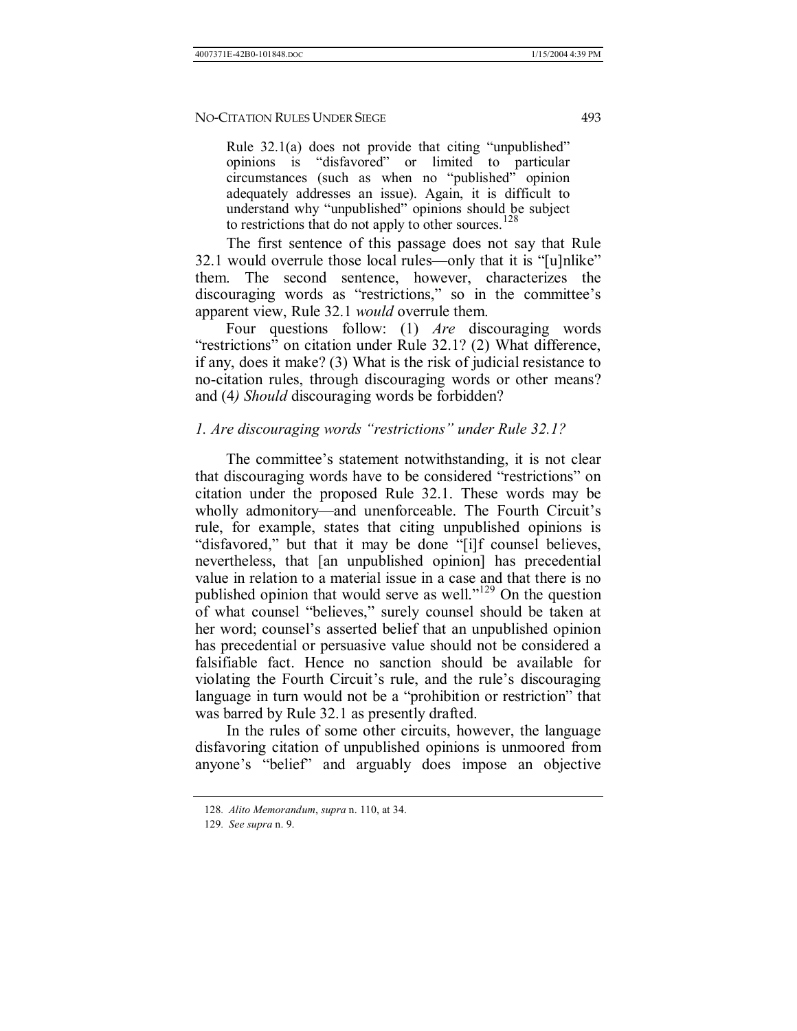> Rule 32.1(a) does not provide that citing "unpublished" opinions is "disfavored" or limited to particular circumstances (such as when no "published" opinion adequately addresses an issue). Again, it is difficult to understand why "unpublished" opinions should be subject to restrictions that do not apply to other sources.[128]

The first sentence of this passage does not say that Rule 32.1 would overrule those local rules—only that it is "[u]nlike" them. The second sentence, however, characterizes the discouraging words as "restrictions," so in the committee's apparent view, Rule 32.1 *would* overrule them.

Four questions follow: (1) *Are* discouraging words "restrictions" on citation under Rule 32.1? (2) What difference, if any, does it make? (3) What is the risk of judicial resistance to no-citation rules, through discouraging words or other means? and (4) *Should* discouraging words be forbidden?

### *1. Are discouraging words "restrictions" under Rule 32.1?*

The committee's statement notwithstanding, it is not clear that discouraging words have to be considered "restrictions" on citation under the proposed Rule 32.1. These words may be wholly admonitory—and unenforceable. The Fourth Circuit's rule, for example, states that citing unpublished opinions is "disfavored," but that it may be done "[i]f counsel believes, nevertheless, that [an unpublished opinion] has precedential value in relation to a material issue in a case and that there is no published opinion that would serve as well."[129] On the question of what counsel "believes," surely counsel should be taken at her word; counsel's asserted belief that an unpublished opinion has precedential or persuasive value should not be considered a falsifiable fact. Hence no sanction should be available for violating the Fourth Circuit's rule, and the rule's discouraging language in turn would not be a "prohibition or restriction" that was barred by Rule 32.1 as presently drafted.

In the rules of some other circuits, however, the language disfavoring citation of unpublished opinions is unmoored from anyone's "belief" and arguably does impose an objective

---

128. *Alito Memorandum*, *supra* n. 110, at 34.

129. *See supra* n. 9.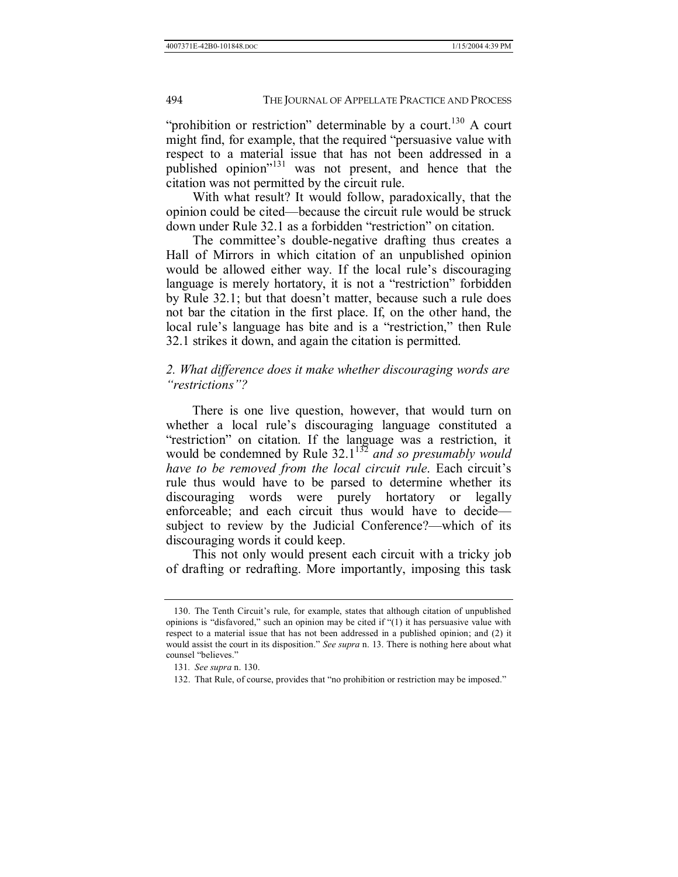"prohibition or restriction" determinable by a court.[130] A court might find, for example, that the required "persuasive value with respect to a material issue that has not been addressed in a published opinion"[131] was not present, and hence that the citation was not permitted by the circuit rule.

With what result? It would follow, paradoxically, that the opinion could be cited—because the circuit rule would be struck down under Rule 32.1 as a forbidden "restriction" on citation.

The committee's double-negative drafting thus creates a Hall of Mirrors in which citation of an unpublished opinion would be allowed either way. If the local rule's discouraging language is merely hortatory, it is not a "restriction" forbidden by Rule 32.1; but that doesn't matter, because such a rule does not bar the citation in the first place. If, on the other hand, the local rule's language has bite and is a "restriction," then Rule 32.1 strikes it down, and again the citation is permitted.

### *2. What difference does it make whether discouraging words are "restrictions"?*

There is one live question, however, that would turn on whether a local rule's discouraging language constituted a "restriction" on citation. If the language was a restriction, it would be condemned by Rule 32.1[132] *and so presumably would have to be removed from the local circuit rule*. Each circuit's rule thus would have to be parsed to determine whether its discouraging words were purely hortatory or legally enforceable; and each circuit thus would have to decide—subject to review by the Judicial Conference?—which of its discouraging words it could keep.

This not only would present each circuit with a tricky job of drafting or redrafting. More importantly, imposing this task

---

130. The Tenth Circuit's rule, for example, states that although citation of unpublished opinions is "disfavored," such an opinion may be cited if "(1) it has persuasive value with respect to a material issue that has not been addressed in a published opinion; and (2) it would assist the court in its disposition." *See supra* n. 13. There is nothing here about what counsel "believes."

131. *See supra* n. 130.

132. That Rule, of course, provides that "no prohibition or restriction may be imposed."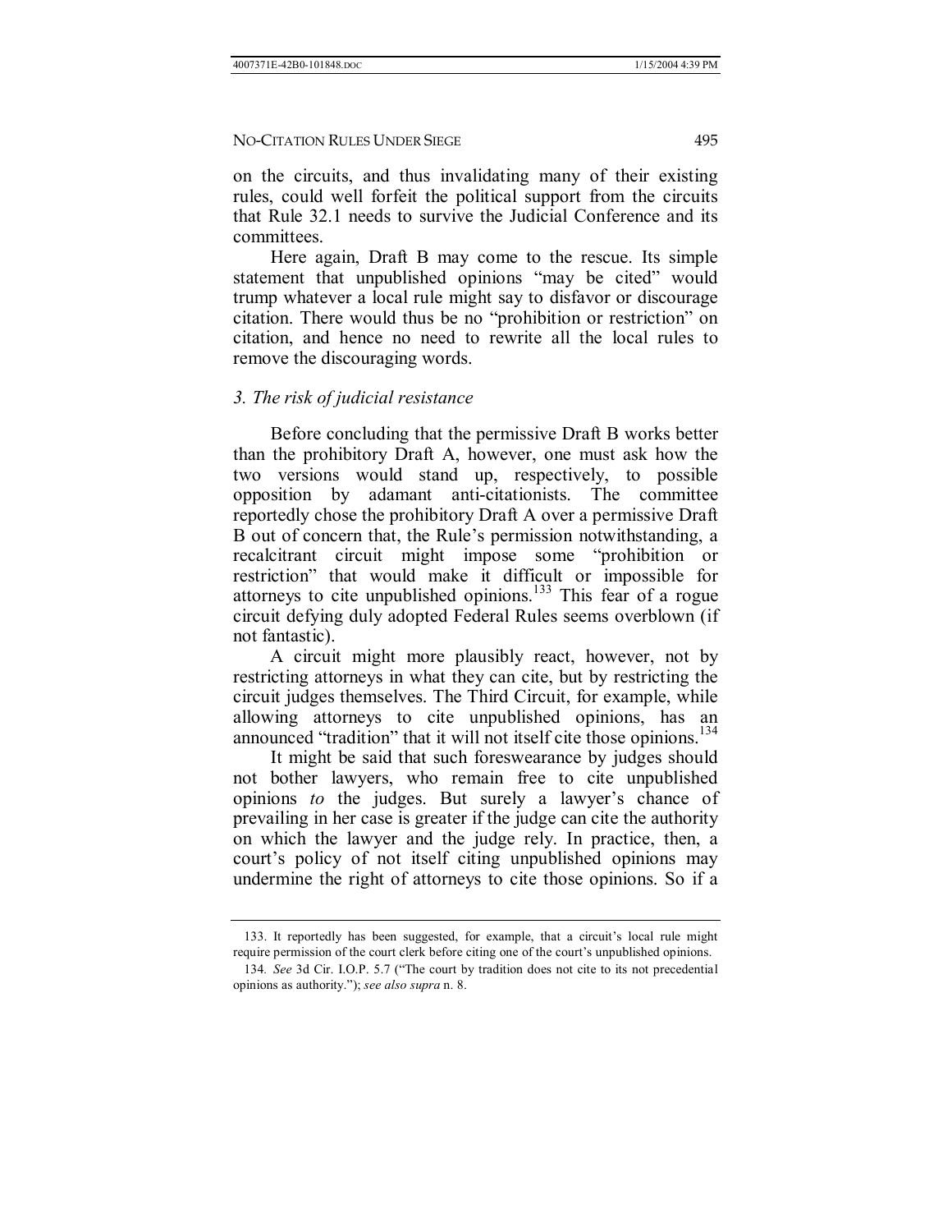on the circuits, and thus invalidating many of their existing rules, could well forfeit the political support from the circuits that Rule 32.1 needs to survive the Judicial Conference and its committees.

Here again, Draft B may come to the rescue. Its simple statement that unpublished opinions "may be cited" would trump whatever a local rule might say to disfavor or discourage citation. There would thus be no "prohibition or restriction" on citation, and hence no need to rewrite all the local rules to remove the discouraging words.

### *3. The risk of judicial resistance*

Before concluding that the permissive Draft B works better than the prohibitory Draft A, however, one must ask how the two versions would stand up, respectively, to possible opposition by adamant anti-citationists. The committee reportedly chose the prohibitory Draft A over a permissive Draft B out of concern that, the Rule's permission notwithstanding, a recalcitrant circuit might impose some "prohibition or restriction" that would make it difficult or impossible for attorneys to cite unpublished opinions.[133] This fear of a rogue circuit defying duly adopted Federal Rules seems overblown (if not fantastic).

A circuit might more plausibly react, however, not by restricting attorneys in what they can cite, but by restricting the circuit judges themselves. The Third Circuit, for example, while allowing attorneys to cite unpublished opinions, has an announced "tradition" that it will not itself cite those opinions.[134]

It might be said that such foreswearance by judges should not bother lawyers, who remain free to cite unpublished opinions *to* the judges. But surely a lawyer's chance of prevailing in her case is greater if the judge can cite the authority on which the lawyer and the judge rely. In practice, then, a court's policy of not itself citing unpublished opinions may undermine the right of attorneys to cite those opinions. So if a

---

133. It reportedly has been suggested, for example, that a circuit's local rule might require permission of the court clerk before citing one of the court's unpublished opinions.

134. *See* 3d Cir. I.O.P. 5.7 ("The court by tradition does not cite to its not precedential opinions as authority."); *see also supra* n. 8.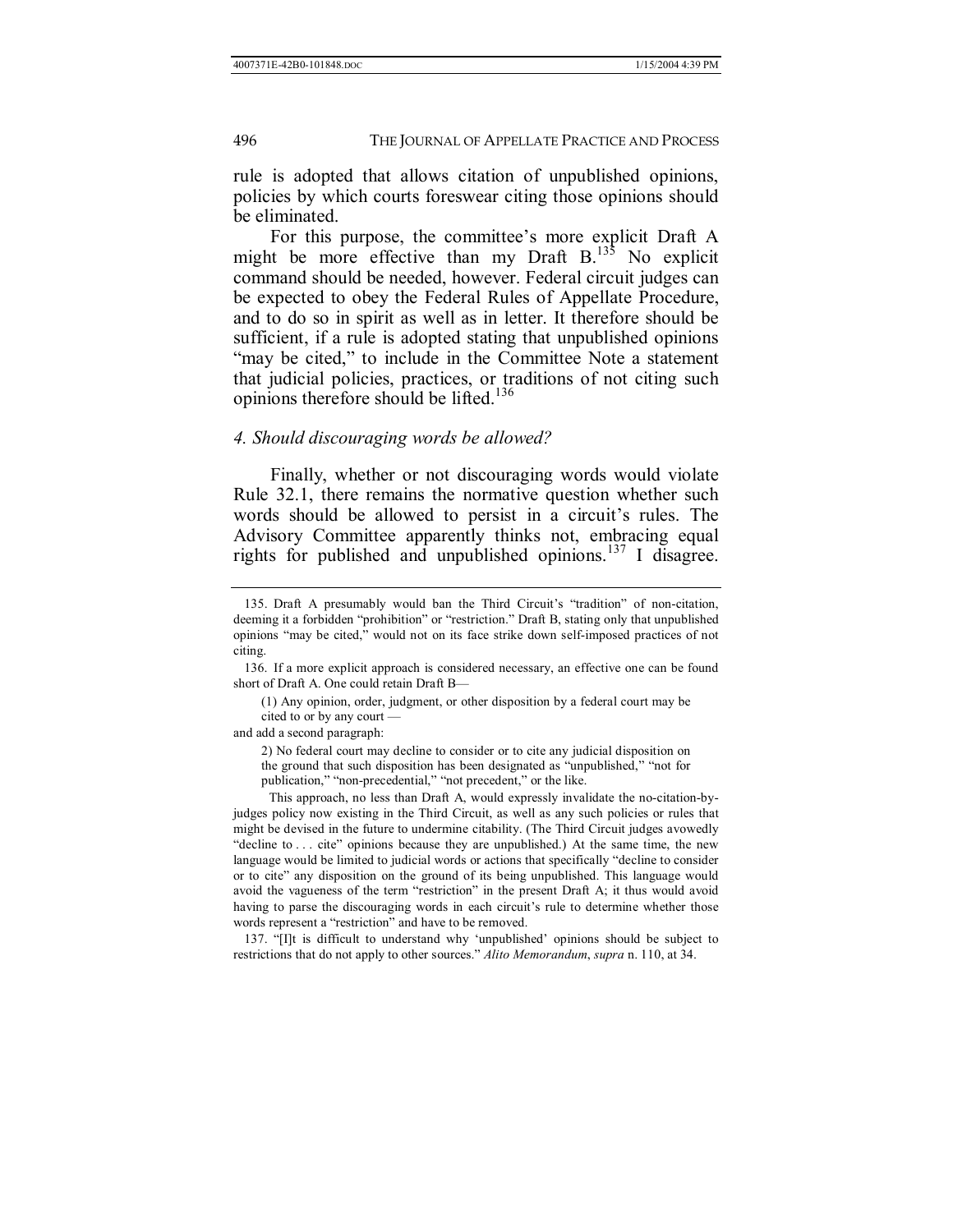rule is adopted that allows citation of unpublished opinions, policies by which courts foreswear citing those opinions should be eliminated.

For this purpose, the committee's more explicit Draft A might be more effective than my Draft B.[135] No explicit command should be needed, however. Federal circuit judges can be expected to obey the Federal Rules of Appellate Procedure, and to do so in spirit as well as in letter. It therefore should be sufficient, if a rule is adopted stating that unpublished opinions "may be cited," to include in the Committee Note a statement that judicial policies, practices, or traditions of not citing such opinions therefore should be lifted.[136]

### *4. Should discouraging words be allowed?*

Finally, whether or not discouraging words would violate Rule 32.1, there remains the normative question whether such words should be allowed to persist in a circuit's rules. The Advisory Committee apparently thinks not, embracing equal rights for published and unpublished opinions.[137] I disagree.

---

135. Draft A presumably would ban the Third Circuit's "tradition" of non-citation, deeming it a forbidden "prohibition" or "restriction." Draft B, stating only that unpublished opinions "may be cited," would not on its face strike down self-imposed practices of not citing.

136. If a more explicit approach is considered necessary, an effective one can be found short of Draft A. One could retain Draft B—

> (1) Any opinion, order, judgment, or other disposition by a federal court may be cited to or by any court —

and add a second paragraph:

> 2) No federal court may decline to consider or to cite any judicial disposition on the ground that such disposition has been designated as "unpublished," "not for publication," "non-precedential," "not precedent," or the like.

This approach, no less than Draft A, would expressly invalidate the no-citation-by-judges policy now existing in the Third Circuit, as well as any such policies or rules that might be devised in the future to undermine citability. (The Third Circuit judges avowedly "decline to . . . cite" opinions because they are unpublished.) At the same time, the new language would be limited to judicial words or actions that specifically "decline to consider or to cite" any disposition on the ground of its being unpublished. This language would avoid the vagueness of the term "restriction" in the present Draft A; it thus would avoid having to parse the discouraging words in each circuit's rule to determine whether those words represent a "restriction" and have to be removed.

137. "[I]t is difficult to understand why 'unpublished' opinions should be subject to restrictions that do not apply to other sources." *Alito Memorandum*, *supra* n. 110, at 34.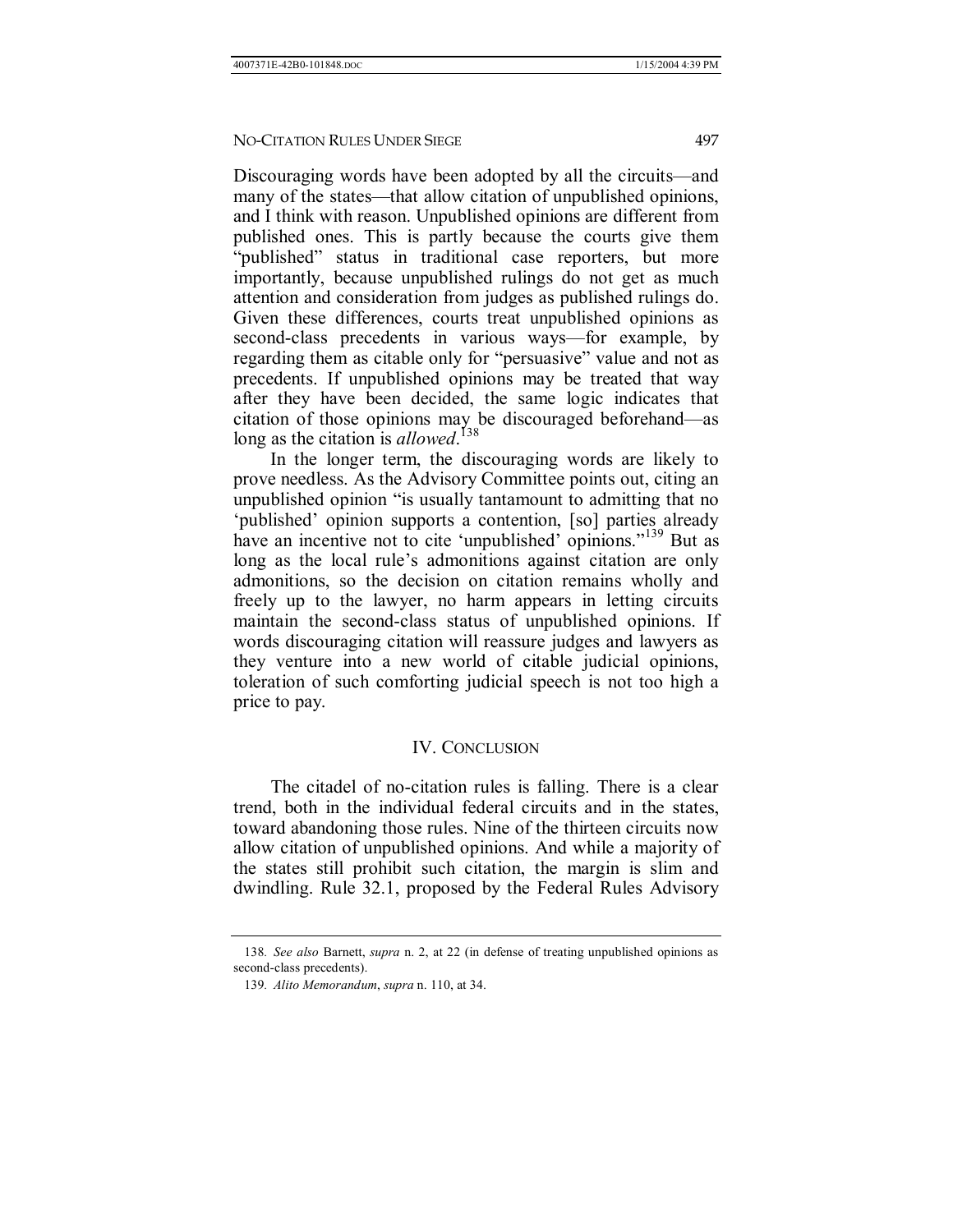Discouraging words have been adopted by all the circuits—and many of the states—that allow citation of unpublished opinions, and I think with reason. Unpublished opinions are different from published ones. This is partly because the courts give them "published" status in traditional case reporters, but more importantly, because unpublished rulings do not get as much attention and consideration from judges as published rulings do. Given these differences, courts treat unpublished opinions as second-class precedents in various ways—for example, by regarding them as citable only for "persuasive" value and not as precedents. If unpublished opinions may be treated that way after they have been decided, the same logic indicates that citation of those opinions may be discouraged beforehand—as long as the citation is *allowed*.[138]

In the longer term, the discouraging words are likely to prove needless. As the Advisory Committee points out, citing an unpublished opinion "is usually tantamount to admitting that no 'published' opinion supports a contention, [so] parties already have an incentive not to cite 'unpublished' opinions."[139] But as long as the local rule's admonitions against citation are only admonitions, so the decision on citation remains wholly and freely up to the lawyer, no harm appears in letting circuits maintain the second-class status of unpublished opinions. If words discouraging citation will reassure judges and lawyers as they venture into a new world of citable judicial opinions, toleration of such comforting judicial speech is not too high a price to pay.

## IV. CONCLUSION

The citadel of no-citation rules is falling. There is a clear trend, both in the individual federal circuits and in the states, toward abandoning those rules. Nine of the thirteen circuits now allow citation of unpublished opinions. And while a majority of the states still prohibit such citation, the margin is slim and dwindling. Rule 32.1, proposed by the Federal Rules Advisory

---

138. *See also* Barnett, *supra* n. 2, at 22 (in defense of treating unpublished opinions as second-class precedents).

139. *Alito Memorandum*, *supra* n. 110, at 34.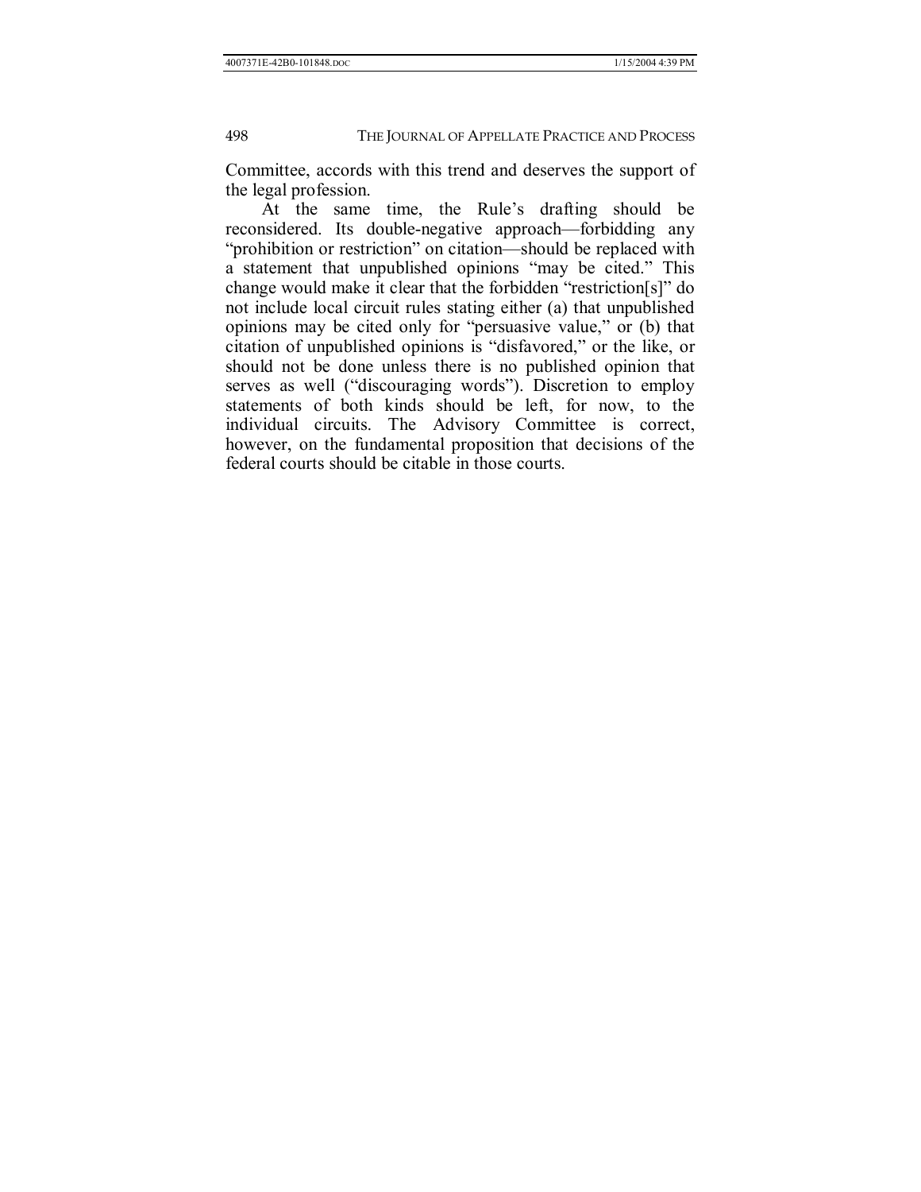Committee, accords with this trend and deserves the support of the legal profession.

At the same time, the Rule's drafting should be reconsidered. Its double-negative approach—forbidding any "prohibition or restriction" on citation—should be replaced with a statement that unpublished opinions "may be cited." This change would make it clear that the forbidden "restriction[s]" do not include local circuit rules stating either (a) that unpublished opinions may be cited only for "persuasive value," or (b) that citation of unpublished opinions is "disfavored," or the like, or should not be done unless there is no published opinion that serves as well ("discouraging words"). Discretion to employ statements of both kinds should be left, for now, to the individual circuits. The Advisory Committee is correct, however, on the fundamental proposition that decisions of the federal courts should be citable in those courts.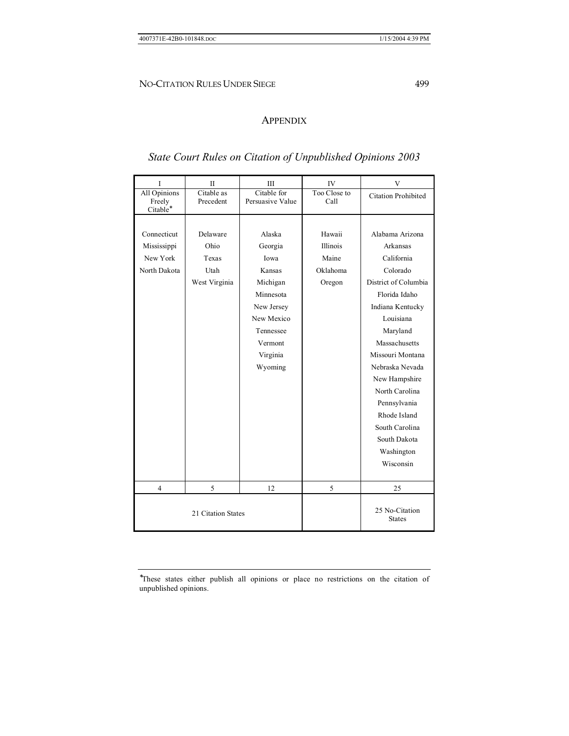# APPENDIX

## *State Court Rules on Citation of Unpublished Opinions 2003*

| I | II | III | IV | V |
|---|---|---|---|---|
| All Opinions Freely Citable* | Citable as Precedent | Citable for Persuasive Value | Too Close to Call | Citation Prohibited |
| Connecticut | Delaware | Alaska | Hawaii | Alabama Arizona |
| Mississippi | Ohio | Georgia | Illinois | Arkansas |
| New York | Texas | Iowa | Maine | California |
| North Dakota | Utah | Kansas | Oklahoma | Colorado |
| | West Virginia | Michigan | Oregon | District of Columbia |
| | | Minnesota | | Florida Idaho |
| | | New Jersey | | Indiana Kentucky |
| | | New Mexico | | Louisiana |
| | | Tennessee | | Maryland |
| | | Vermont | | Massachusetts |
| | | Virginia | | Missouri Montana |
| | | Wyoming | | Nebraska Nevada |
| | | | | New Hampshire |
| | | | | North Carolina |
| | | | | Pennsylvania |
| | | | | Rhode Island |
| | | | | South Carolina |
| | | | | South Dakota |
| | | | | Washington |
| | | | | Wisconsin |
| 4 | 5 | 12 | 5 | 25 |
| 21 Citation States | | | | 25 No-Citation States |

*These states either publish all opinions or place no restrictions on the citation of unpublished opinions.